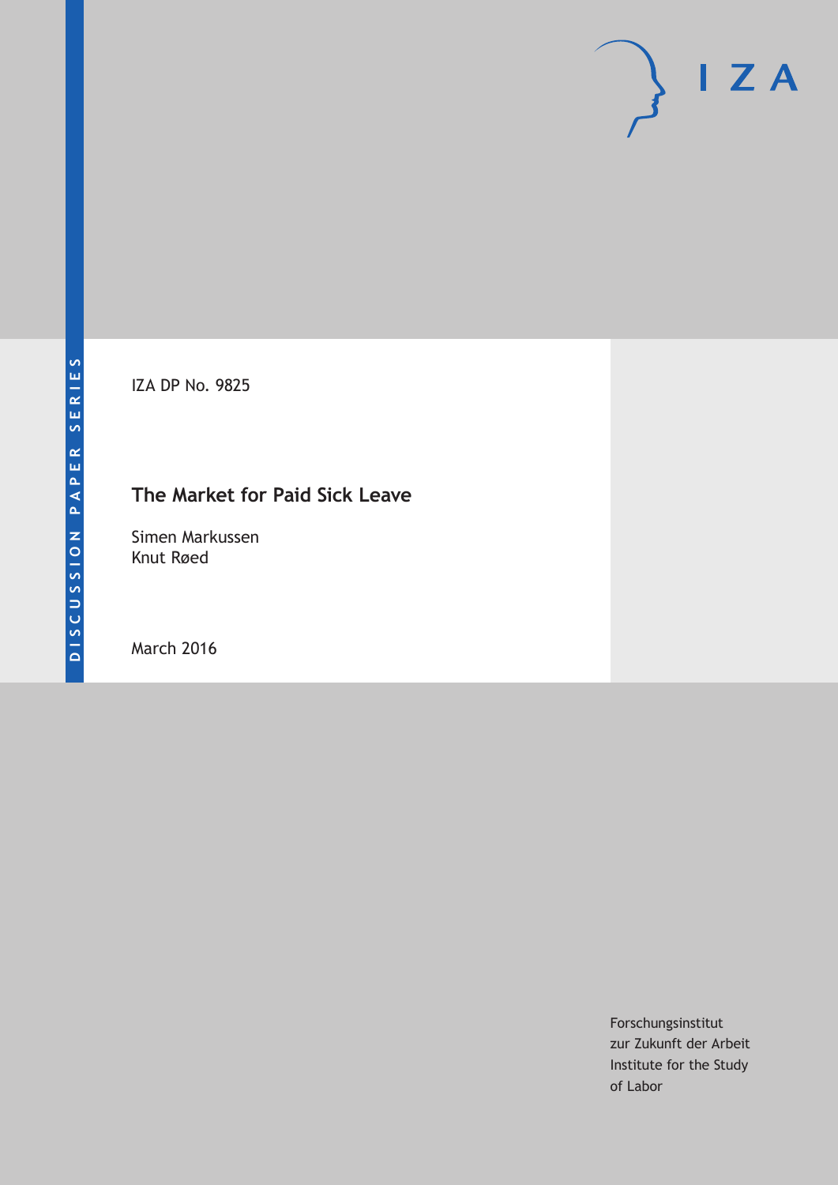DISCUSSION PAPER SERIES

IZA DP No. 9825

# The Market for Paid Sick Leave

Simen Markussen
Knut Røed

March 2016

Forschungsinstitut
zur Zukunft der Arbeit
Institute for the Study
of Labor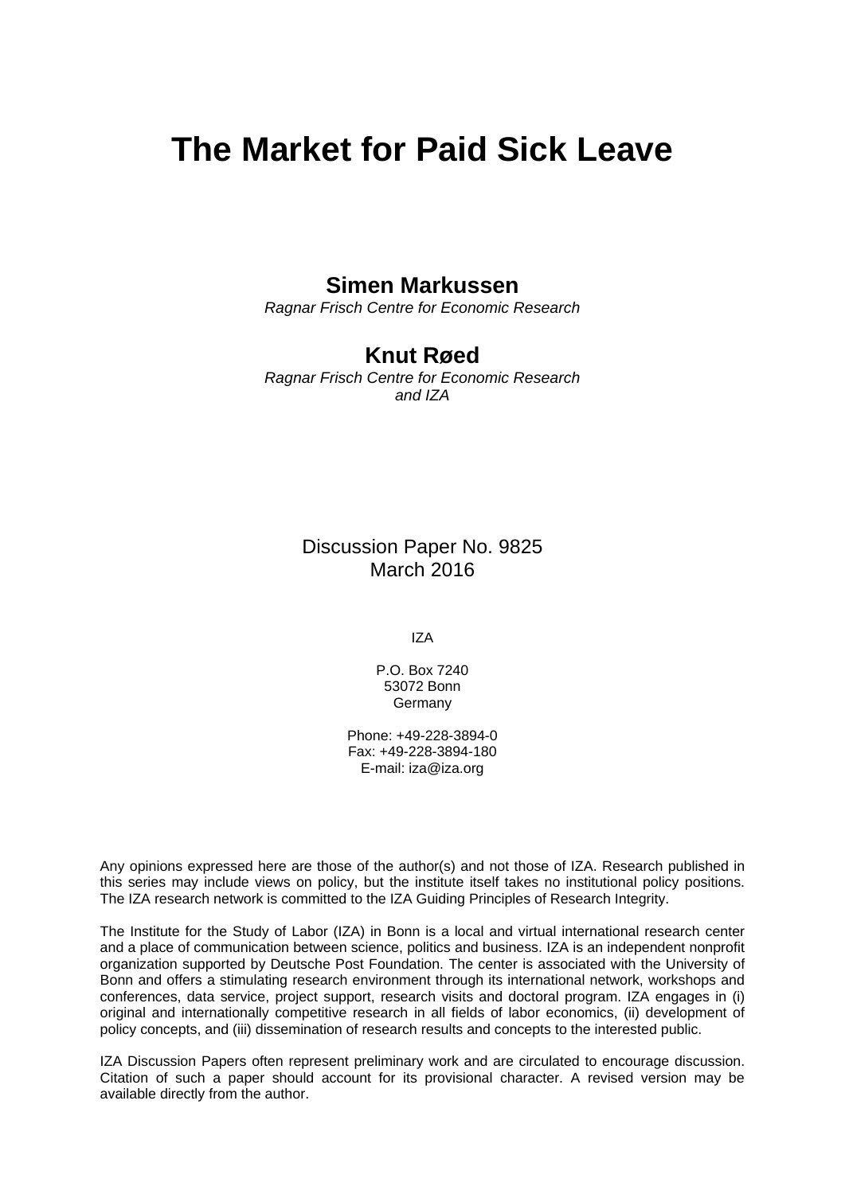# The Market for Paid Sick Leave

**Simen Markussen**
*Ragnar Frisch Centre for Economic Research*

**Knut Røed**
*Ragnar Frisch Centre for Economic Research and IZA*

Discussion Paper No. 9825
March 2016

IZA

P.O. Box 7240
53072 Bonn
Germany

Phone: +49-228-3894-0
Fax: +49-228-3894-180
E-mail: iza@iza.org

Any opinions expressed here are those of the author(s) and not those of IZA. Research published in this series may include views on policy, but the institute itself takes no institutional policy positions. The IZA research network is committed to the IZA Guiding Principles of Research Integrity.

The Institute for the Study of Labor (IZA) in Bonn is a local and virtual international research center and a place of communication between science, politics and business. IZA is an independent nonprofit organization supported by Deutsche Post Foundation. The center is associated with the University of Bonn and offers a stimulating research environment through its international network, workshops and conferences, data service, project support, research visits and doctoral program. IZA engages in (i) original and internationally competitive research in all fields of labor economics, (ii) development of policy concepts, and (iii) dissemination of research results and concepts to the interested public.

IZA Discussion Papers often represent preliminary work and are circulated to encourage discussion. Citation of such a paper should account for its provisional character. A revised version may be available directly from the author.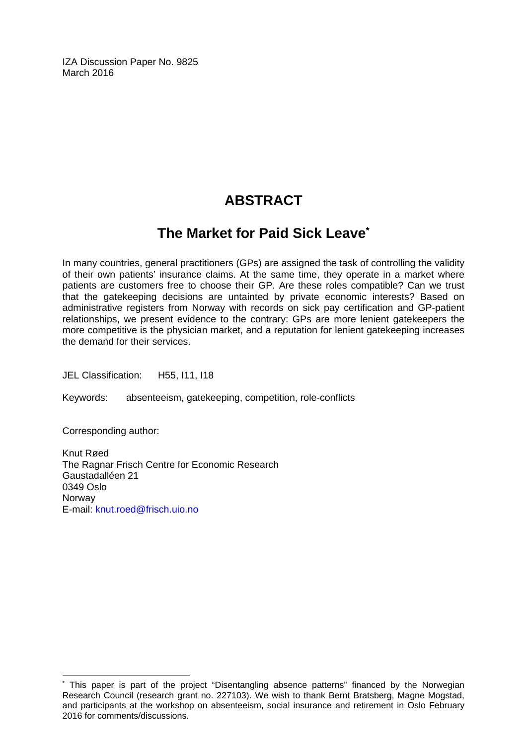IZA Discussion Paper No. 9825
March 2016

# ABSTRACT

## The Market for Paid Sick Leave*

In many countries, general practitioners (GPs) are assigned the task of controlling the validity of their own patients' insurance claims. At the same time, they operate in a market where patients are customers free to choose their GP. Are these roles compatible? Can we trust that the gatekeeping decisions are untainted by private economic interests? Based on administrative registers from Norway with records on sick pay certification and GP-patient relationships, we present evidence to the contrary: GPs are more lenient gatekeepers the more competitive is the physician market, and a reputation for lenient gatekeeping increases the demand for their services.

JEL Classification: H55, I11, I18

Keywords: absenteeism, gatekeeping, competition, role-conflicts

Corresponding author:

Knut Røed
The Ragnar Frisch Centre for Economic Research
Gaustadalléen 21
0349 Oslo
Norway
E-mail: knut.roed@frisch.uio.no

---

* This paper is part of the project "Disentangling absence patterns" financed by the Norwegian Research Council (research grant no. 227103). We wish to thank Bernt Bratsberg, Magne Mogstad, and participants at the workshop on absenteeism, social insurance and retirement in Oslo February 2016 for comments/discussions.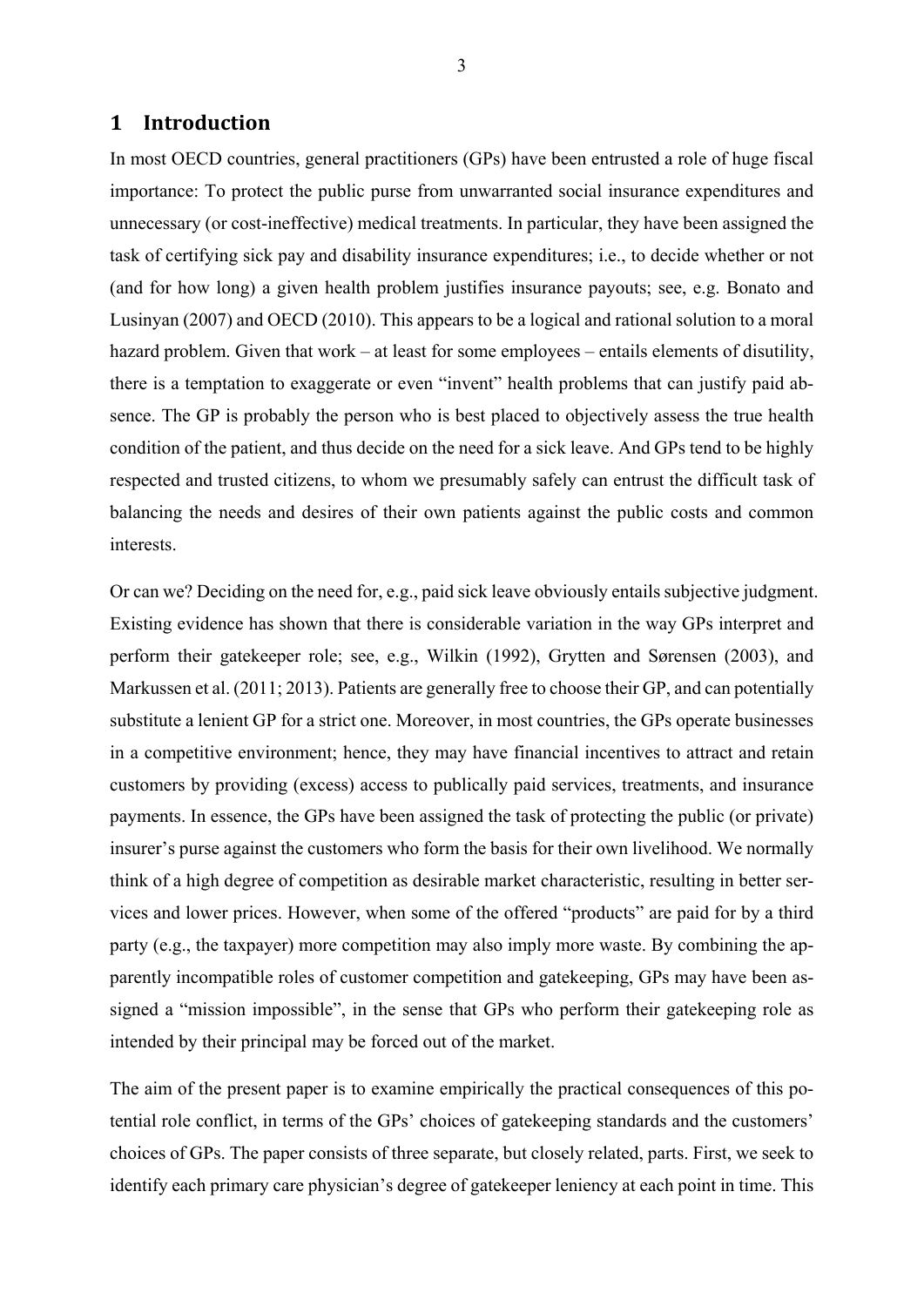# 1 Introduction

In most OECD countries, general practitioners (GPs) have been entrusted a role of huge fiscal importance: To protect the public purse from unwarranted social insurance expenditures and unnecessary (or cost-ineffective) medical treatments. In particular, they have been assigned the task of certifying sick pay and disability insurance expenditures; i.e., to decide whether or not (and for how long) a given health problem justifies insurance payouts; see, e.g. Bonato and Lusinyan (2007) and OECD (2010). This appears to be a logical and rational solution to a moral hazard problem. Given that work – at least for some employees – entails elements of disutility, there is a temptation to exaggerate or even "invent" health problems that can justify paid absence. The GP is probably the person who is best placed to objectively assess the true health condition of the patient, and thus decide on the need for a sick leave. And GPs tend to be highly respected and trusted citizens, to whom we presumably safely can entrust the difficult task of balancing the needs and desires of their own patients against the public costs and common interests.

Or can we? Deciding on the need for, e.g., paid sick leave obviously entails subjective judgment. Existing evidence has shown that there is considerable variation in the way GPs interpret and perform their gatekeeper role; see, e.g., Wilkin (1992), Grytten and Sørensen (2003), and Markussen et al. (2011; 2013). Patients are generally free to choose their GP, and can potentially substitute a lenient GP for a strict one. Moreover, in most countries, the GPs operate businesses in a competitive environment; hence, they may have financial incentives to attract and retain customers by providing (excess) access to publically paid services, treatments, and insurance payments. In essence, the GPs have been assigned the task of protecting the public (or private) insurer's purse against the customers who form the basis for their own livelihood. We normally think of a high degree of competition as desirable market characteristic, resulting in better services and lower prices. However, when some of the offered "products" are paid for by a third party (e.g., the taxpayer) more competition may also imply more waste. By combining the apparently incompatible roles of customer competition and gatekeeping, GPs may have been assigned a "mission impossible", in the sense that GPs who perform their gatekeeping role as intended by their principal may be forced out of the market.

The aim of the present paper is to examine empirically the practical consequences of this potential role conflict, in terms of the GPs' choices of gatekeeping standards and the customers' choices of GPs. The paper consists of three separate, but closely related, parts. First, we seek to identify each primary care physician's degree of gatekeeper leniency at each point in time. This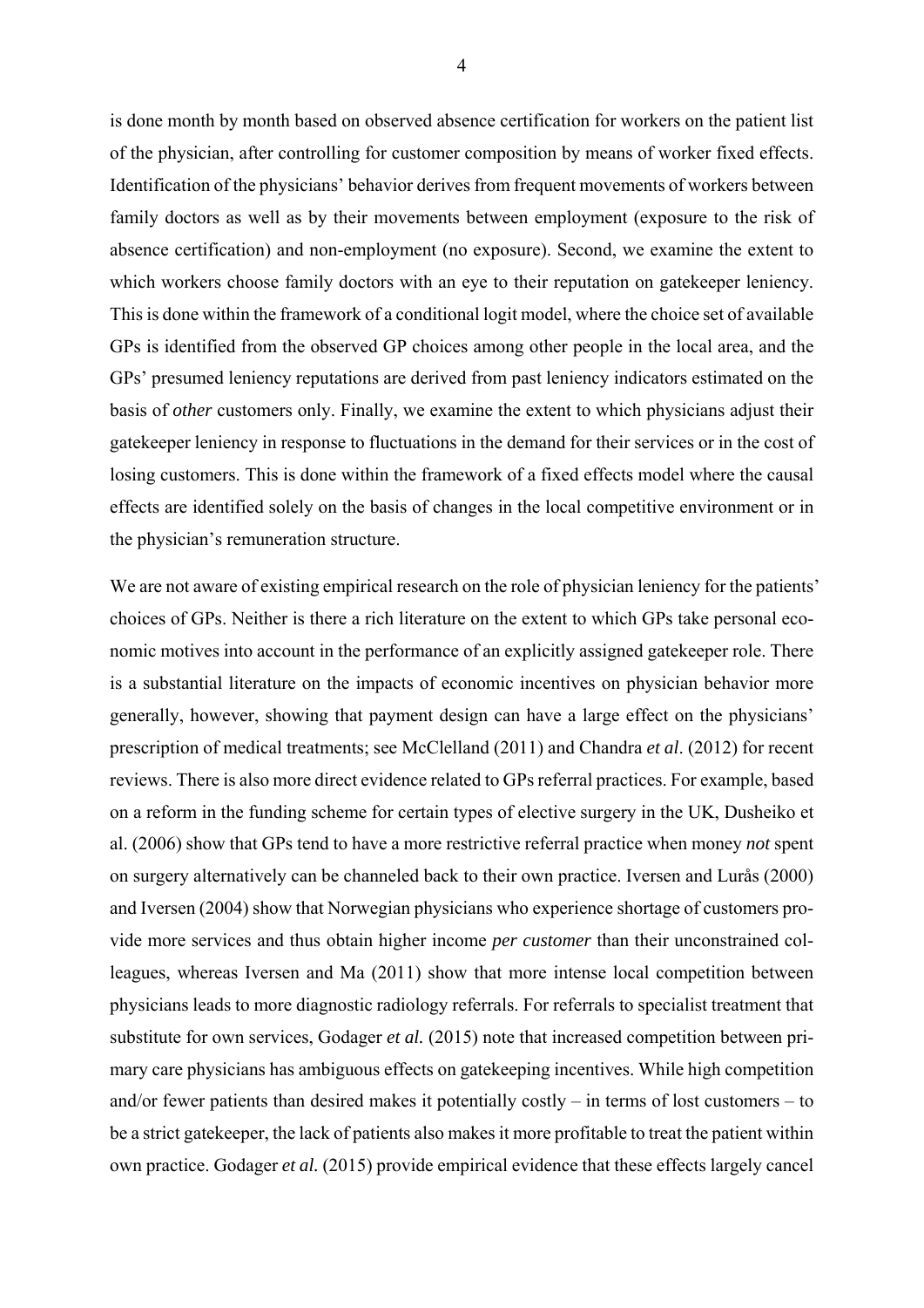is done month by month based on observed absence certification for workers on the patient list of the physician, after controlling for customer composition by means of worker fixed effects. Identification of the physicians' behavior derives from frequent movements of workers between family doctors as well as by their movements between employment (exposure to the risk of absence certification) and non-employment (no exposure). Second, we examine the extent to which workers choose family doctors with an eye to their reputation on gatekeeper leniency. This is done within the framework of a conditional logit model, where the choice set of available GPs is identified from the observed GP choices among other people in the local area, and the GPs' presumed leniency reputations are derived from past leniency indicators estimated on the basis of *other* customers only. Finally, we examine the extent to which physicians adjust their gatekeeper leniency in response to fluctuations in the demand for their services or in the cost of losing customers. This is done within the framework of a fixed effects model where the causal effects are identified solely on the basis of changes in the local competitive environment or in the physician's remuneration structure.

We are not aware of existing empirical research on the role of physician leniency for the patients' choices of GPs. Neither is there a rich literature on the extent to which GPs take personal economic motives into account in the performance of an explicitly assigned gatekeeper role. There is a substantial literature on the impacts of economic incentives on physician behavior more generally, however, showing that payment design can have a large effect on the physicians' prescription of medical treatments; see McClelland (2011) and Chandra *et al*. (2012) for recent reviews. There is also more direct evidence related to GPs referral practices. For example, based on a reform in the funding scheme for certain types of elective surgery in the UK, Dusheiko et al. (2006) show that GPs tend to have a more restrictive referral practice when money *not* spent on surgery alternatively can be channeled back to their own practice. Iversen and Lurås (2000) and Iversen (2004) show that Norwegian physicians who experience shortage of customers provide more services and thus obtain higher income *per customer* than their unconstrained colleagues, whereas Iversen and Ma (2011) show that more intense local competition between physicians leads to more diagnostic radiology referrals. For referrals to specialist treatment that substitute for own services, Godager *et al.* (2015) note that increased competition between primary care physicians has ambiguous effects on gatekeeping incentives. While high competition and/or fewer patients than desired makes it potentially costly – in terms of lost customers – to be a strict gatekeeper, the lack of patients also makes it more profitable to treat the patient within own practice. Godager *et al.* (2015) provide empirical evidence that these effects largely cancel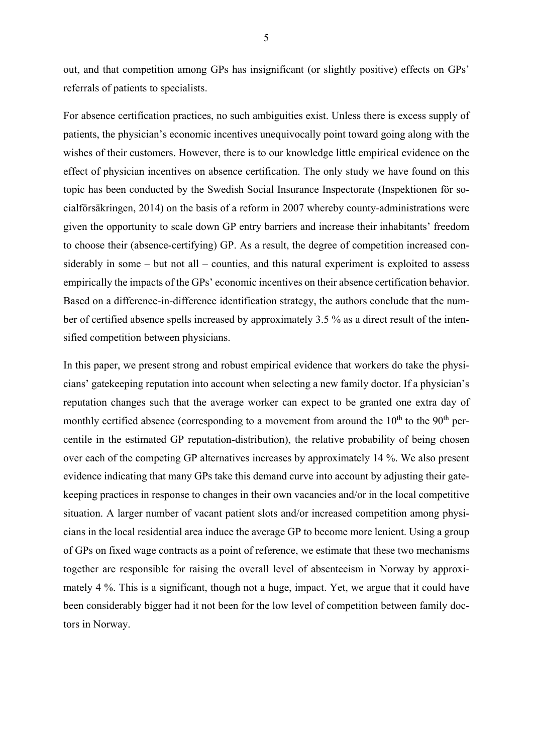out, and that competition among GPs has insignificant (or slightly positive) effects on GPs' referrals of patients to specialists.

For absence certification practices, no such ambiguities exist. Unless there is excess supply of patients, the physician's economic incentives unequivocally point toward going along with the wishes of their customers. However, there is to our knowledge little empirical evidence on the effect of physician incentives on absence certification. The only study we have found on this topic has been conducted by the Swedish Social Insurance Inspectorate (Inspektionen för socialförsäkringen, 2014) on the basis of a reform in 2007 whereby county-administrations were given the opportunity to scale down GP entry barriers and increase their inhabitants' freedom to choose their (absence-certifying) GP. As a result, the degree of competition increased considerably in some – but not all – counties, and this natural experiment is exploited to assess empirically the impacts of the GPs' economic incentives on their absence certification behavior. Based on a difference-in-difference identification strategy, the authors conclude that the number of certified absence spells increased by approximately 3.5 % as a direct result of the intensified competition between physicians.

In this paper, we present strong and robust empirical evidence that workers do take the physicians' gatekeeping reputation into account when selecting a new family doctor. If a physician's reputation changes such that the average worker can expect to be granted one extra day of monthly certified absence (corresponding to a movement from around the 10th to the 90th percentile in the estimated GP reputation-distribution), the relative probability of being chosen over each of the competing GP alternatives increases by approximately 14 %. We also present evidence indicating that many GPs take this demand curve into account by adjusting their gatekeeping practices in response to changes in their own vacancies and/or in the local competitive situation. A larger number of vacant patient slots and/or increased competition among physicians in the local residential area induce the average GP to become more lenient. Using a group of GPs on fixed wage contracts as a point of reference, we estimate that these two mechanisms together are responsible for raising the overall level of absenteeism in Norway by approximately 4 %. This is a significant, though not a huge, impact. Yet, we argue that it could have been considerably bigger had it not been for the low level of competition between family doctors in Norway.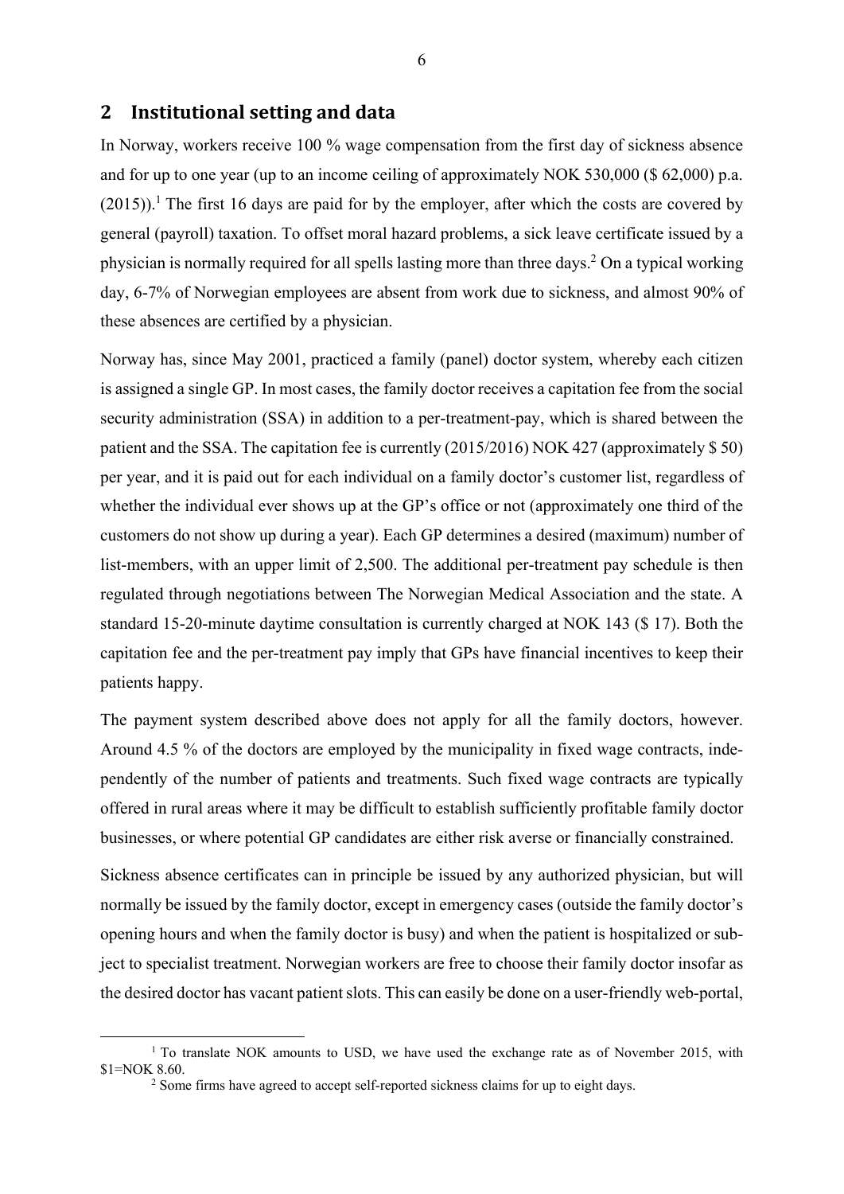## 2 Institutional setting and data

In Norway, workers receive 100 % wage compensation from the first day of sickness absence and for up to one year (up to an income ceiling of approximately NOK 530,000 ($ 62,000) p.a. (2015)).[1] The first 16 days are paid for by the employer, after which the costs are covered by general (payroll) taxation. To offset moral hazard problems, a sick leave certificate issued by a physician is normally required for all spells lasting more than three days.[2] On a typical working day, 6-7% of Norwegian employees are absent from work due to sickness, and almost 90% of these absences are certified by a physician.

Norway has, since May 2001, practiced a family (panel) doctor system, whereby each citizen is assigned a single GP. In most cases, the family doctor receives a capitation fee from the social security administration (SSA) in addition to a per-treatment-pay, which is shared between the patient and the SSA. The capitation fee is currently (2015/2016) NOK 427 (approximately $ 50) per year, and it is paid out for each individual on a family doctor's customer list, regardless of whether the individual ever shows up at the GP's office or not (approximately one third of the customers do not show up during a year). Each GP determines a desired (maximum) number of list-members, with an upper limit of 2,500. The additional per-treatment pay schedule is then regulated through negotiations between The Norwegian Medical Association and the state. A standard 15-20-minute daytime consultation is currently charged at NOK 143 ($ 17). Both the capitation fee and the per-treatment pay imply that GPs have financial incentives to keep their patients happy.

The payment system described above does not apply for all the family doctors, however. Around 4.5 % of the doctors are employed by the municipality in fixed wage contracts, independently of the number of patients and treatments. Such fixed wage contracts are typically offered in rural areas where it may be difficult to establish sufficiently profitable family doctor businesses, or where potential GP candidates are either risk averse or financially constrained.

Sickness absence certificates can in principle be issued by any authorized physician, but will normally be issued by the family doctor, except in emergency cases (outside the family doctor's opening hours and when the family doctor is busy) and when the patient is hospitalized or subject to specialist treatment. Norwegian workers are free to choose their family doctor insofar as the desired doctor has vacant patient slots. This can easily be done on a user-friendly web-portal,

[1] To translate NOK amounts to USD, we have used the exchange rate as of November 2015, with $1=NOK 8.60.

[2] Some firms have agreed to accept self-reported sickness claims for up to eight days.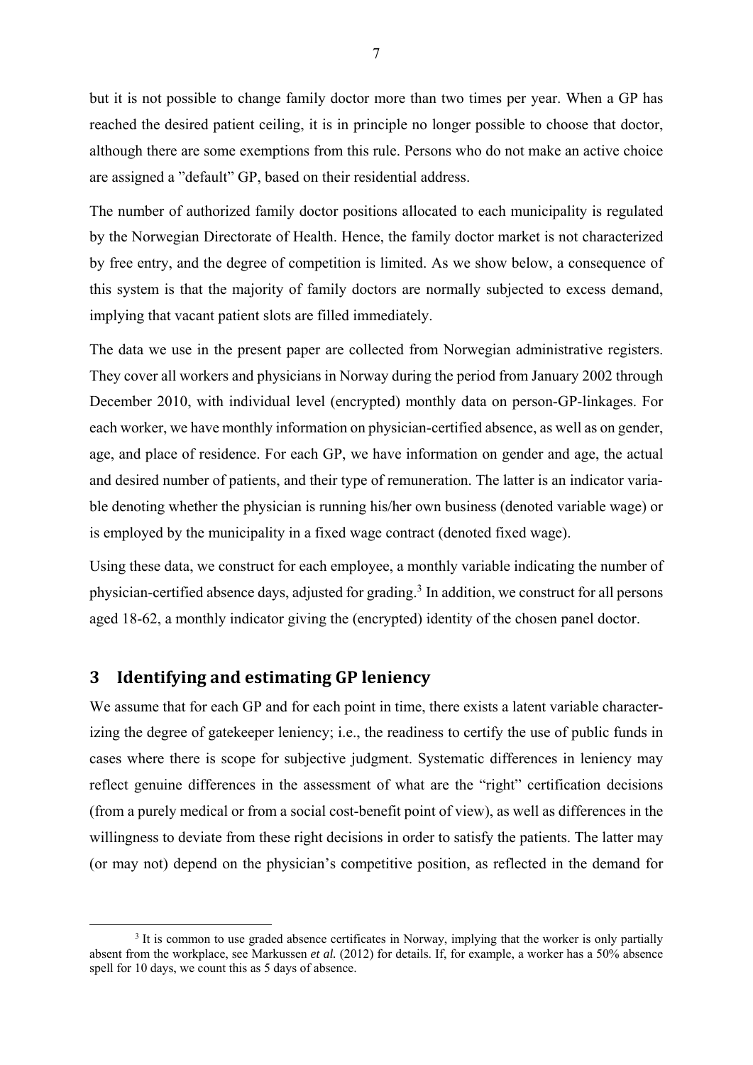but it is not possible to change family doctor more than two times per year. When a GP has reached the desired patient ceiling, it is in principle no longer possible to choose that doctor, although there are some exemptions from this rule. Persons who do not make an active choice are assigned a "default" GP, based on their residential address.

The number of authorized family doctor positions allocated to each municipality is regulated by the Norwegian Directorate of Health. Hence, the family doctor market is not characterized by free entry, and the degree of competition is limited. As we show below, a consequence of this system is that the majority of family doctors are normally subjected to excess demand, implying that vacant patient slots are filled immediately.

The data we use in the present paper are collected from Norwegian administrative registers. They cover all workers and physicians in Norway during the period from January 2002 through December 2010, with individual level (encrypted) monthly data on person-GP-linkages. For each worker, we have monthly information on physician-certified absence, as well as on gender, age, and place of residence. For each GP, we have information on gender and age, the actual and desired number of patients, and their type of remuneration. The latter is an indicator variable denoting whether the physician is running his/her own business (denoted variable wage) or is employed by the municipality in a fixed wage contract (denoted fixed wage).

Using these data, we construct for each employee, a monthly variable indicating the number of physician-certified absence days, adjusted for grading.[3] In addition, we construct for all persons aged 18-62, a monthly indicator giving the (encrypted) identity of the chosen panel doctor.

## 3 Identifying and estimating GP leniency

We assume that for each GP and for each point in time, there exists a latent variable characterizing the degree of gatekeeper leniency; i.e., the readiness to certify the use of public funds in cases where there is scope for subjective judgment. Systematic differences in leniency may reflect genuine differences in the assessment of what are the "right" certification decisions (from a purely medical or from a social cost-benefit point of view), as well as differences in the willingness to deviate from these right decisions in order to satisfy the patients. The latter may (or may not) depend on the physician's competitive position, as reflected in the demand for

[3] It is common to use graded absence certificates in Norway, implying that the worker is only partially absent from the workplace, see Markussen *et al.* (2012) for details. If, for example, a worker has a 50% absence spell for 10 days, we count this as 5 days of absence.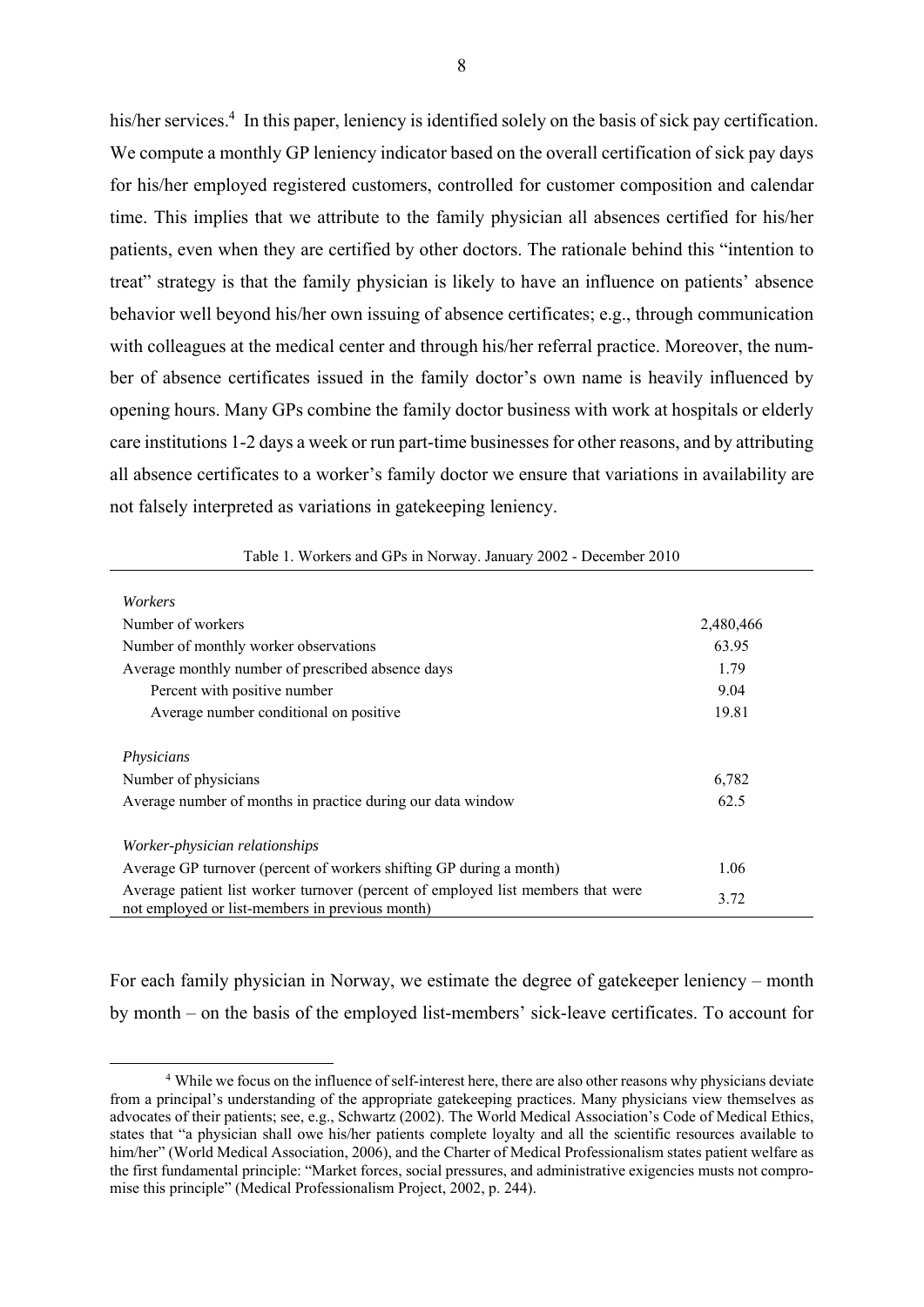his/her services.[4] In this paper, leniency is identified solely on the basis of sick pay certification. We compute a monthly GP leniency indicator based on the overall certification of sick pay days for his/her employed registered customers, controlled for customer composition and calendar time. This implies that we attribute to the family physician all absences certified for his/her patients, even when they are certified by other doctors. The rationale behind this "intention to treat" strategy is that the family physician is likely to have an influence on patients' absence behavior well beyond his/her own issuing of absence certificates; e.g., through communication with colleagues at the medical center and through his/her referral practice. Moreover, the number of absence certificates issued in the family doctor's own name is heavily influenced by opening hours. Many GPs combine the family doctor business with work at hospitals or elderly care institutions 1-2 days a week or run part-time businesses for other reasons, and by attributing all absence certificates to a worker's family doctor we ensure that variations in availability are not falsely interpreted as variations in gatekeeping leniency.

Table 1. Workers and GPs in Norway. January 2002 - December 2010

| | |
|---|---|
| *Workers* | |
| Number of workers | 2,480,466 |
| Number of monthly worker observations | 63.95 |
| Average monthly number of prescribed absence days | 1.79 |
| Percent with positive number | 9.04 |
| Average number conditional on positive | 19.81 |
| *Physicians* | |
| Number of physicians | 6,782 |
| Average number of months in practice during our data window | 62.5 |
| *Worker-physician relationships* | |
| Average GP turnover (percent of workers shifting GP during a month) | 1.06 |
| Average patient list worker turnover (percent of employed list members that were not employed or list-members in previous month) | 3.72 |

For each family physician in Norway, we estimate the degree of gatekeeper leniency – month by month – on the basis of the employed list-members' sick-leave certificates. To account for

[4] While we focus on the influence of self-interest here, there are also other reasons why physicians deviate from a principal's understanding of the appropriate gatekeeping practices. Many physicians view themselves as advocates of their patients; see, e.g., Schwartz (2002). The World Medical Association's Code of Medical Ethics, states that "a physician shall owe his/her patients complete loyalty and all the scientific resources available to him/her" (World Medical Association, 2006), and the Charter of Medical Professionalism states patient welfare as the first fundamental principle: "Market forces, social pressures, and administrative exigencies musts not compromise this principle" (Medical Professionalism Project, 2002, p. 244).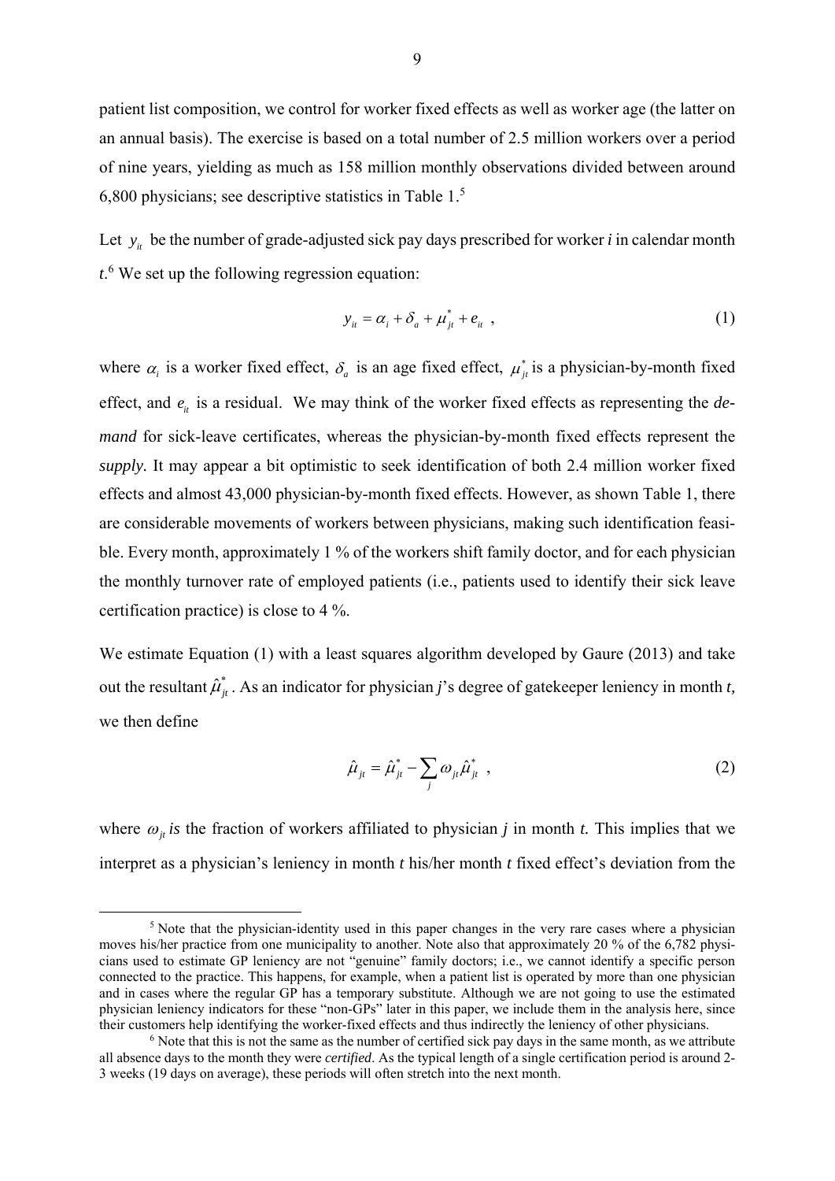patient list composition, we control for worker fixed effects as well as worker age (the latter on an annual basis). The exercise is based on a total number of 2.5 million workers over a period of nine years, yielding as much as 158 million monthly observations divided between around 6,800 physicians; see descriptive statistics in Table 1.[5]

Let $y_{it}$ be the number of grade-adjusted sick pay days prescribed for worker *i* in calendar month *t*.[6] We set up the following regression equation:

$$y_{it} = \alpha_i + \delta_a + \mu^*_{jt} + e_{it} \ , \tag{1}$$

where $\alpha_i$ is a worker fixed effect, $\delta_a$ is an age fixed effect, $\mu^*_{jt}$ is a physician-by-month fixed effect, and $e_{it}$ is a residual. We may think of the worker fixed effects as representing the *demand* for sick-leave certificates, whereas the physician-by-month fixed effects represent the *supply.* It may appear a bit optimistic to seek identification of both 2.4 million worker fixed effects and almost 43,000 physician-by-month fixed effects. However, as shown Table 1, there are considerable movements of workers between physicians, making such identification feasible. Every month, approximately 1 % of the workers shift family doctor, and for each physician the monthly turnover rate of employed patients (i.e., patients used to identify their sick leave certification practice) is close to 4 %.

We estimate Equation (1) with a least squares algorithm developed by Gaure (2013) and take out the resultant $\hat{\mu}^*_{jt}$. As an indicator for physician *j*'s degree of gatekeeper leniency in month *t,* we then define

$$\hat{\mu}_{jt} = \hat{\mu}^*_{jt} - \sum_j \omega_{jt} \hat{\mu}^*_{jt} \ , \tag{2}$$

where $\omega_{jt}$ *is* the fraction of workers affiliated to physician *j* in month *t.* This implies that we interpret as a physician's leniency in month *t* his/her month *t* fixed effect's deviation from the

[5] Note that the physician-identity used in this paper changes in the very rare cases where a physician moves his/her practice from one municipality to another. Note also that approximately 20 % of the 6,782 physicians used to estimate GP leniency are not "genuine" family doctors; i.e., we cannot identify a specific person connected to the practice. This happens, for example, when a patient list is operated by more than one physician and in cases where the regular GP has a temporary substitute. Although we are not going to use the estimated physician leniency indicators for these "non-GPs" later in this paper, we include them in the analysis here, since their customers help identifying the worker-fixed effects and thus indirectly the leniency of other physicians.

[6] Note that this is not the same as the number of certified sick pay days in the same month, as we attribute all absence days to the month they were *certified*. As the typical length of a single certification period is around 2-3 weeks (19 days on average), these periods will often stretch into the next month.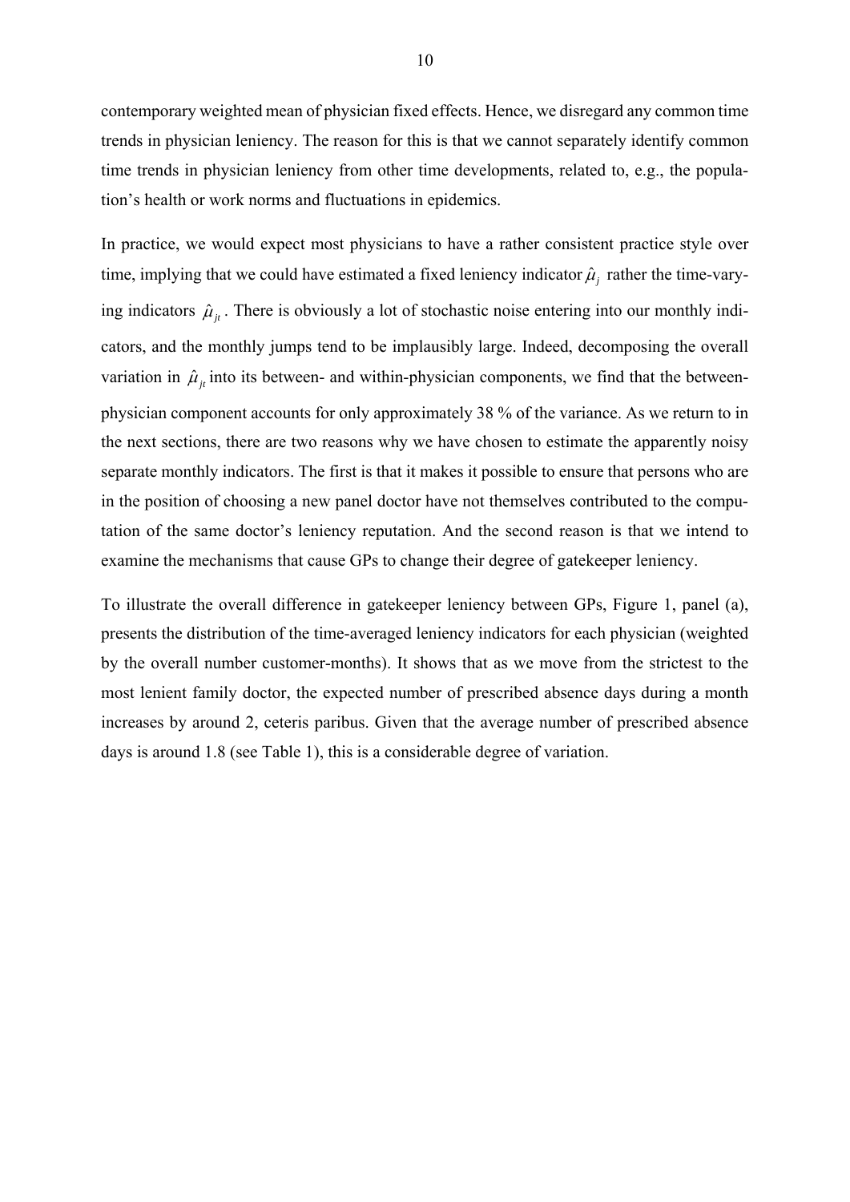contemporary weighted mean of physician fixed effects. Hence, we disregard any common time trends in physician leniency. The reason for this is that we cannot separately identify common time trends in physician leniency from other time developments, related to, e.g., the population's health or work norms and fluctuations in epidemics.

In practice, we would expect most physicians to have a rather consistent practice style over time, implying that we could have estimated a fixed leniency indicator $\hat{\mu}_j$ rather the time-varying indicators $\hat{\mu}_{jt}$. There is obviously a lot of stochastic noise entering into our monthly indicators, and the monthly jumps tend to be implausibly large. Indeed, decomposing the overall variation in $\hat{\mu}_{jt}$ into its between- and within-physician components, we find that the between-physician component accounts for only approximately 38 % of the variance. As we return to in the next sections, there are two reasons why we have chosen to estimate the apparently noisy separate monthly indicators. The first is that it makes it possible to ensure that persons who are in the position of choosing a new panel doctor have not themselves contributed to the computation of the same doctor's leniency reputation. And the second reason is that we intend to examine the mechanisms that cause GPs to change their degree of gatekeeper leniency.

To illustrate the overall difference in gatekeeper leniency between GPs, Figure 1, panel (a), presents the distribution of the time-averaged leniency indicators for each physician (weighted by the overall number customer-months). It shows that as we move from the strictest to the most lenient family doctor, the expected number of prescribed absence days during a month increases by around 2, ceteris paribus. Given that the average number of prescribed absence days is around 1.8 (see Table 1), this is a considerable degree of variation.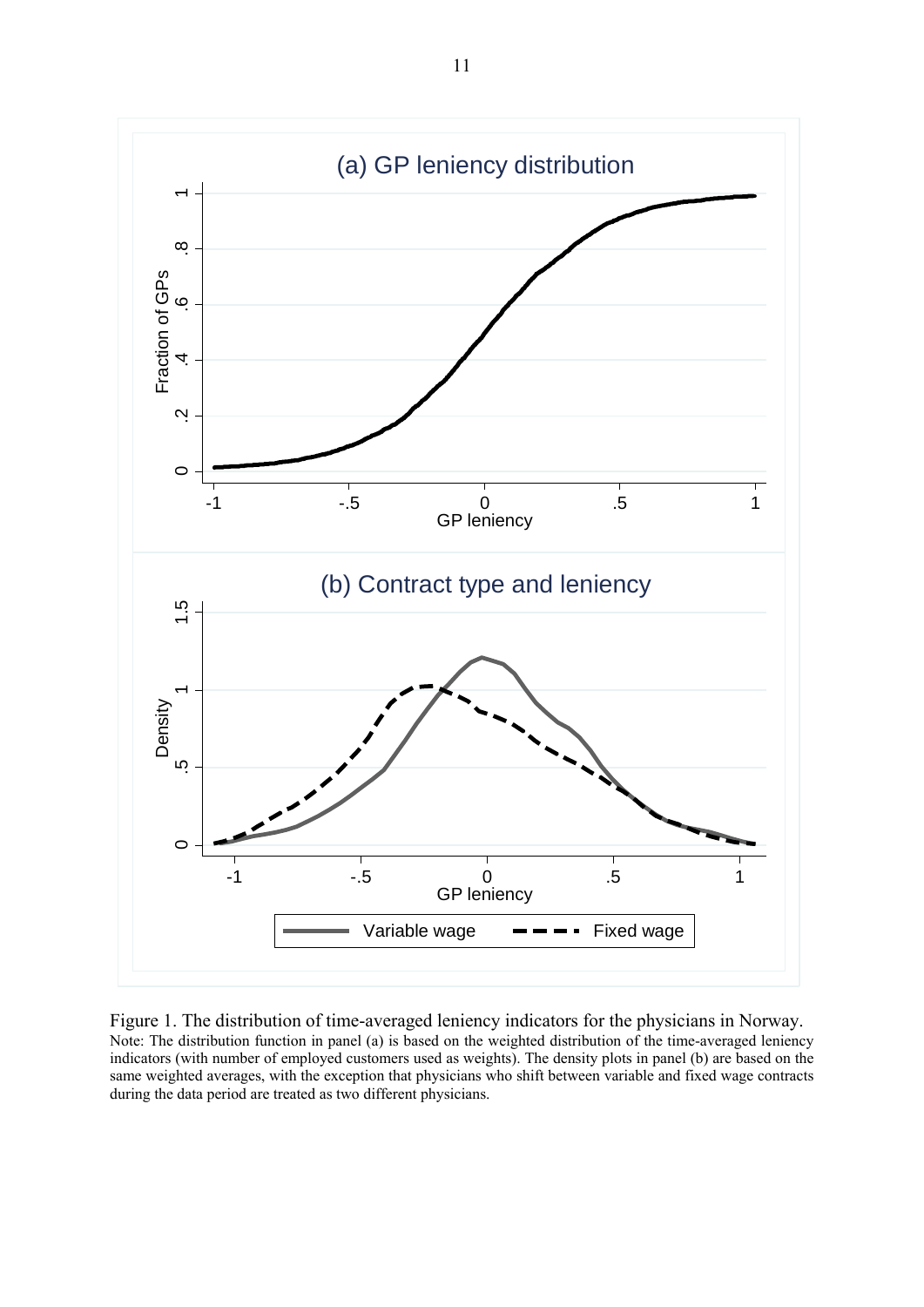Figure 1. The distribution of time-averaged leniency indicators for the physicians in Norway.

Note: The distribution function in panel (a) is based on the weighted distribution of the time-averaged leniency indicators (with number of employed customers used as weights). The density plots in panel (b) are based on the same weighted averages, with the exception that physicians who shift between variable and fixed wage contracts during the data period are treated as two different physicians.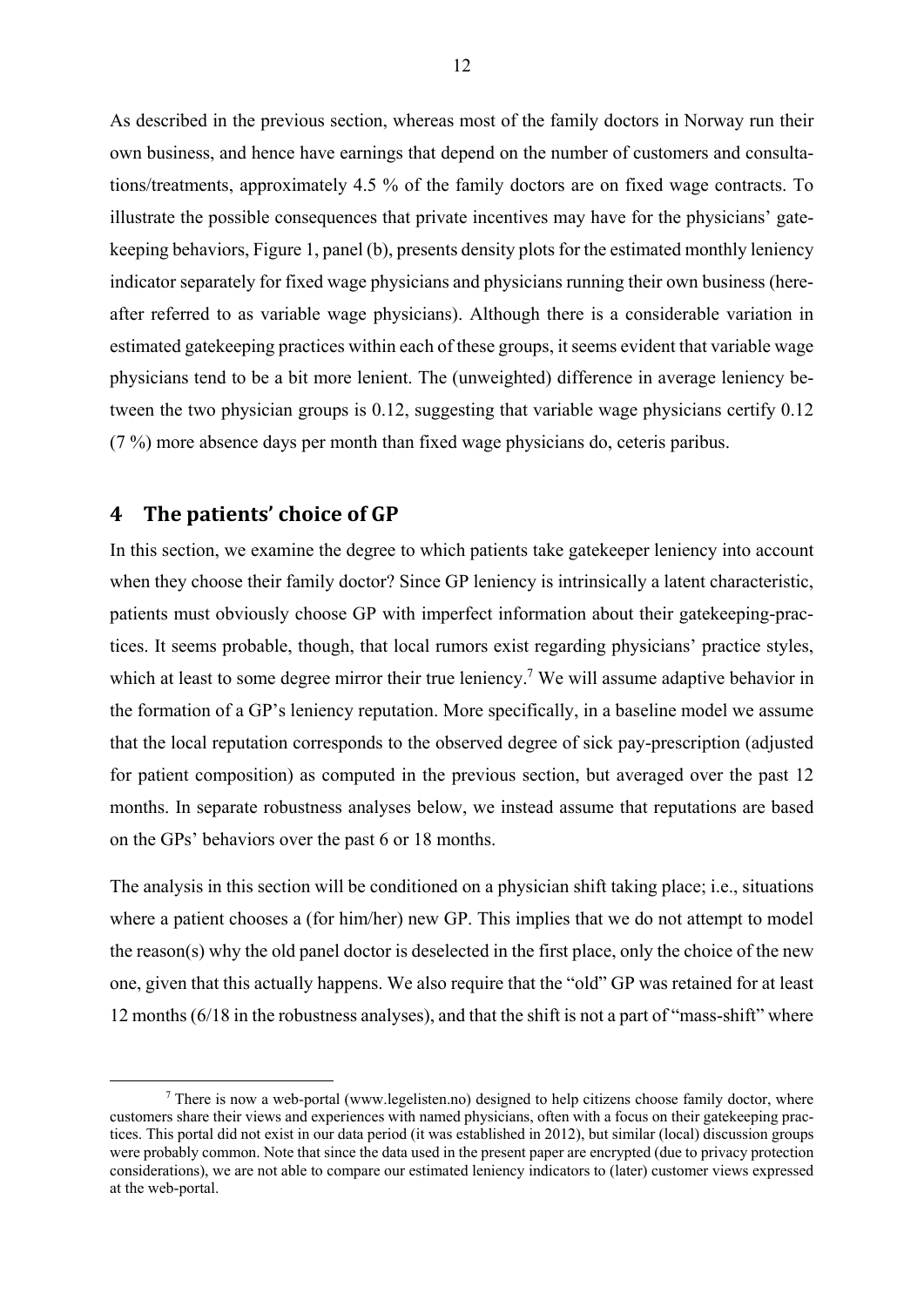As described in the previous section, whereas most of the family doctors in Norway run their own business, and hence have earnings that depend on the number of customers and consultations/treatments, approximately 4.5 % of the family doctors are on fixed wage contracts. To illustrate the possible consequences that private incentives may have for the physicians' gatekeeping behaviors, Figure 1, panel (b), presents density plots for the estimated monthly leniency indicator separately for fixed wage physicians and physicians running their own business (hereafter referred to as variable wage physicians). Although there is a considerable variation in estimated gatekeeping practices within each of these groups, it seems evident that variable wage physicians tend to be a bit more lenient. The (unweighted) difference in average leniency between the two physician groups is 0.12, suggesting that variable wage physicians certify 0.12 (7 %) more absence days per month than fixed wage physicians do, ceteris paribus.

# 4 The patients' choice of GP

In this section, we examine the degree to which patients take gatekeeper leniency into account when they choose their family doctor? Since GP leniency is intrinsically a latent characteristic, patients must obviously choose GP with imperfect information about their gatekeeping-practices. It seems probable, though, that local rumors exist regarding physicians' practice styles, which at least to some degree mirror their true leniency.[7] We will assume adaptive behavior in the formation of a GP's leniency reputation. More specifically, in a baseline model we assume that the local reputation corresponds to the observed degree of sick pay-prescription (adjusted for patient composition) as computed in the previous section, but averaged over the past 12 months. In separate robustness analyses below, we instead assume that reputations are based on the GPs' behaviors over the past 6 or 18 months.

The analysis in this section will be conditioned on a physician shift taking place; i.e., situations where a patient chooses a (for him/her) new GP. This implies that we do not attempt to model the reason(s) why the old panel doctor is deselected in the first place, only the choice of the new one, given that this actually happens. We also require that the "old" GP was retained for at least 12 months (6/18 in the robustness analyses), and that the shift is not a part of "mass-shift" where

[7] There is now a web-portal (www.legelisten.no) designed to help citizens choose family doctor, where customers share their views and experiences with named physicians, often with a focus on their gatekeeping practices. This portal did not exist in our data period (it was established in 2012), but similar (local) discussion groups were probably common. Note that since the data used in the present paper are encrypted (due to privacy protection considerations), we are not able to compare our estimated leniency indicators to (later) customer views expressed at the web-portal.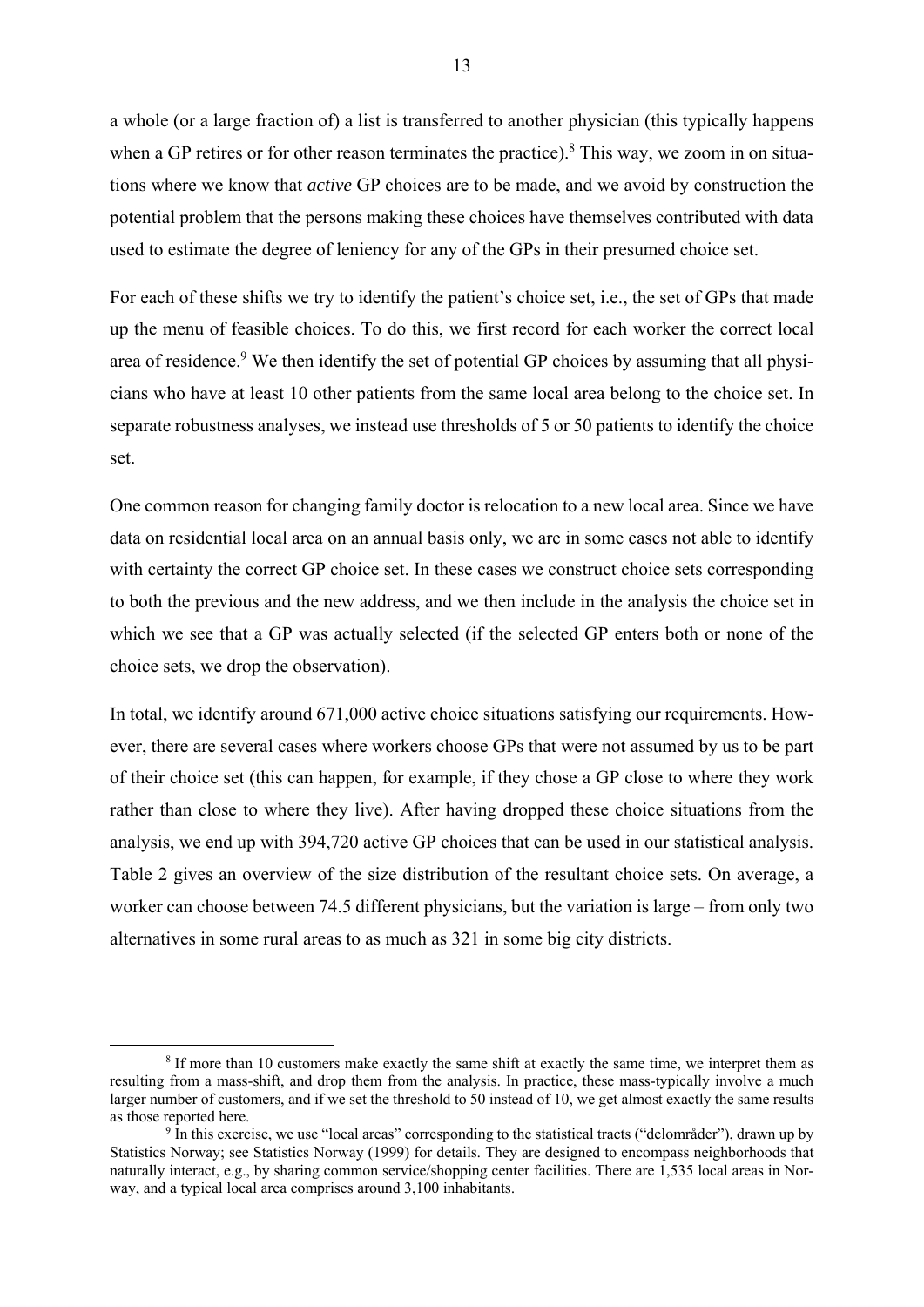a whole (or a large fraction of) a list is transferred to another physician (this typically happens when a GP retires or for other reason terminates the practice).[8] This way, we zoom in on situations where we know that *active* GP choices are to be made, and we avoid by construction the potential problem that the persons making these choices have themselves contributed with data used to estimate the degree of leniency for any of the GPs in their presumed choice set.

For each of these shifts we try to identify the patient's choice set, i.e., the set of GPs that made up the menu of feasible choices. To do this, we first record for each worker the correct local area of residence.[9] We then identify the set of potential GP choices by assuming that all physicians who have at least 10 other patients from the same local area belong to the choice set. In separate robustness analyses, we instead use thresholds of 5 or 50 patients to identify the choice set.

One common reason for changing family doctor is relocation to a new local area. Since we have data on residential local area on an annual basis only, we are in some cases not able to identify with certainty the correct GP choice set. In these cases we construct choice sets corresponding to both the previous and the new address, and we then include in the analysis the choice set in which we see that a GP was actually selected (if the selected GP enters both or none of the choice sets, we drop the observation).

In total, we identify around 671,000 active choice situations satisfying our requirements. However, there are several cases where workers choose GPs that were not assumed by us to be part of their choice set (this can happen, for example, if they chose a GP close to where they work rather than close to where they live). After having dropped these choice situations from the analysis, we end up with 394,720 active GP choices that can be used in our statistical analysis. Table 2 gives an overview of the size distribution of the resultant choice sets. On average, a worker can choose between 74.5 different physicians, but the variation is large – from only two alternatives in some rural areas to as much as 321 in some big city districts.

[8] If more than 10 customers make exactly the same shift at exactly the same time, we interpret them as resulting from a mass-shift, and drop them from the analysis. In practice, these mass-typically involve a much larger number of customers, and if we set the threshold to 50 instead of 10, we get almost exactly the same results as those reported here.

[9] In this exercise, we use "local areas" corresponding to the statistical tracts ("delområder"), drawn up by Statistics Norway; see Statistics Norway (1999) for details. They are designed to encompass neighborhoods that naturally interact, e.g., by sharing common service/shopping center facilities. There are 1,535 local areas in Norway, and a typical local area comprises around 3,100 inhabitants.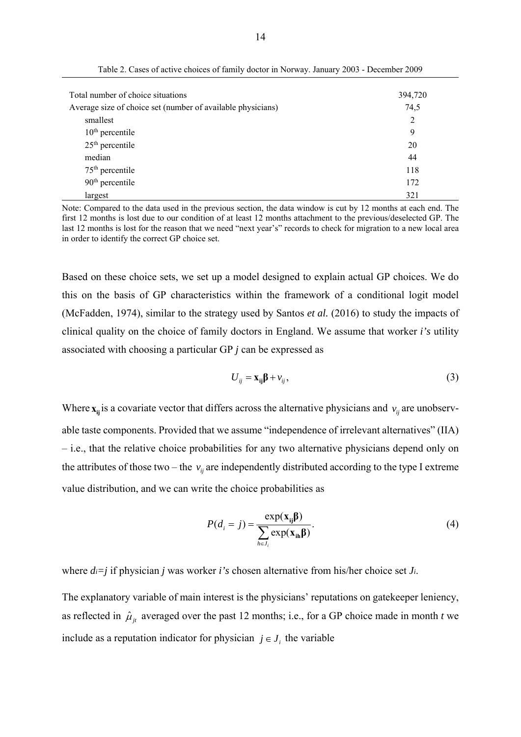Table 2. Cases of active choices of family doctor in Norway. January 2003 - December 2009

| | |
|---|---|
| Total number of choice situations | 394,720 |
| Average size of choice set (number of available physicians) | 74,5 |
| smallest | 2 |
| 10th percentile | 9 |
| 25th percentile | 20 |
| median | 44 |
| 75th percentile | 118 |
| 90th percentile | 172 |
| largest | 321 |

Note: Compared to the data used in the previous section, the data window is cut by 12 months at each end. The first 12 months is lost due to our condition of at least 12 months attachment to the previous/deselected GP. The last 12 months is lost for the reason that we need "next year's" records to check for migration to a new local area in order to identify the correct GP choice set.

Based on these choice sets, we set up a model designed to explain actual GP choices. We do this on the basis of GP characteristics within the framework of a conditional logit model (McFadden, 1974), similar to the strategy used by Santos *et al.* (2016) to study the impacts of clinical quality on the choice of family doctors in England. We assume that worker *i's* utility associated with choosing a particular GP *j* can be expressed as

$$U_{ij} = \mathbf{x_{ij}\beta} + v_{ij}, \tag{3}$$

Where $\mathbf{x_{ij}}$ is a covariate vector that differs across the alternative physicians and $v_{ij}$ are unobservable taste components. Provided that we assume "independence of irrelevant alternatives" (IIA) – i.e., that the relative choice probabilities for any two alternative physicians depend only on the attributes of those two – the $v_{ij}$ are independently distributed according to the type I extreme value distribution, and we can write the choice probabilities as

$$P(d_i = j) = \frac{\exp(\mathbf{x_{ij}\beta})}{\sum_{h \in J_i} \exp(\mathbf{x_{ih}\beta})}. \tag{4}$$

where $d_i = j$ if physician *j* was worker *i's* chosen alternative from his/her choice set $J_i$.

The explanatory variable of main interest is the physicians' reputations on gatekeeper leniency, as reflected in $\hat{\mu}_{jt}$ averaged over the past 12 months; i.e., for a GP choice made in month *t* we include as a reputation indicator for physician $j \in J_i$ the variable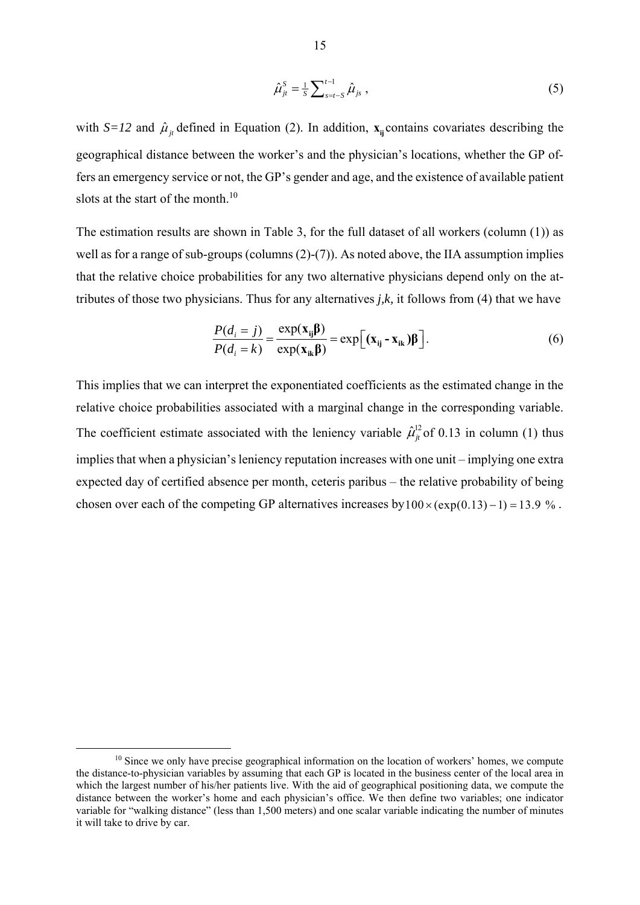$$\hat{\mu}_{jt}^{S} = \tfrac{1}{S}\sum_{s=t-S}^{t-1} \hat{\mu}_{js}\,, \tag{5}$$

with $S=12$ and $\hat{\mu}_{jt}$ defined in Equation (2). In addition, $\mathbf{x_{ij}}$ contains covariates describing the geographical distance between the worker's and the physician's locations, whether the GP offers an emergency service or not, the GP's gender and age, and the existence of available patient slots at the start of the month.[10]

The estimation results are shown in Table 3, for the full dataset of all workers (column (1)) as well as for a range of sub-groups (columns (2)-(7)). As noted above, the IIA assumption implies that the relative choice probabilities for any two alternative physicians depend only on the attributes of those two physicians. Thus for any alternatives *j*,*k,* it follows from (4) that we have

$$\frac{P(d_i = j)}{P(d_i = k)} = \frac{\exp(\mathbf{x_{ij}\beta})}{\exp(\mathbf{x_{ik}\beta})} = \exp\left[(\mathbf{x_{ij}} - \mathbf{x_{ik}})\boldsymbol{\beta}\right]. \tag{6}$$

This implies that we can interpret the exponentiated coefficients as the estimated change in the relative choice probabilities associated with a marginal change in the corresponding variable. The coefficient estimate associated with the leniency variable $\hat{\mu}_{jt}^{12}$ of 0.13 in column (1) thus implies that when a physician's leniency reputation increases with one unit – implying one extra expected day of certified absence per month, ceteris paribus – the relative probability of being chosen over each of the competing GP alternatives increases by $100 \times (\exp(0.13) - 1) = 13.9$ %.

[10] Since we only have precise geographical information on the location of workers' homes, we compute the distance-to-physician variables by assuming that each GP is located in the business center of the local area in which the largest number of his/her patients live. With the aid of geographical positioning data, we compute the distance between the worker's home and each physician's office. We then define two variables; one indicator variable for "walking distance" (less than 1,500 meters) and one scalar variable indicating the number of minutes it will take to drive by car.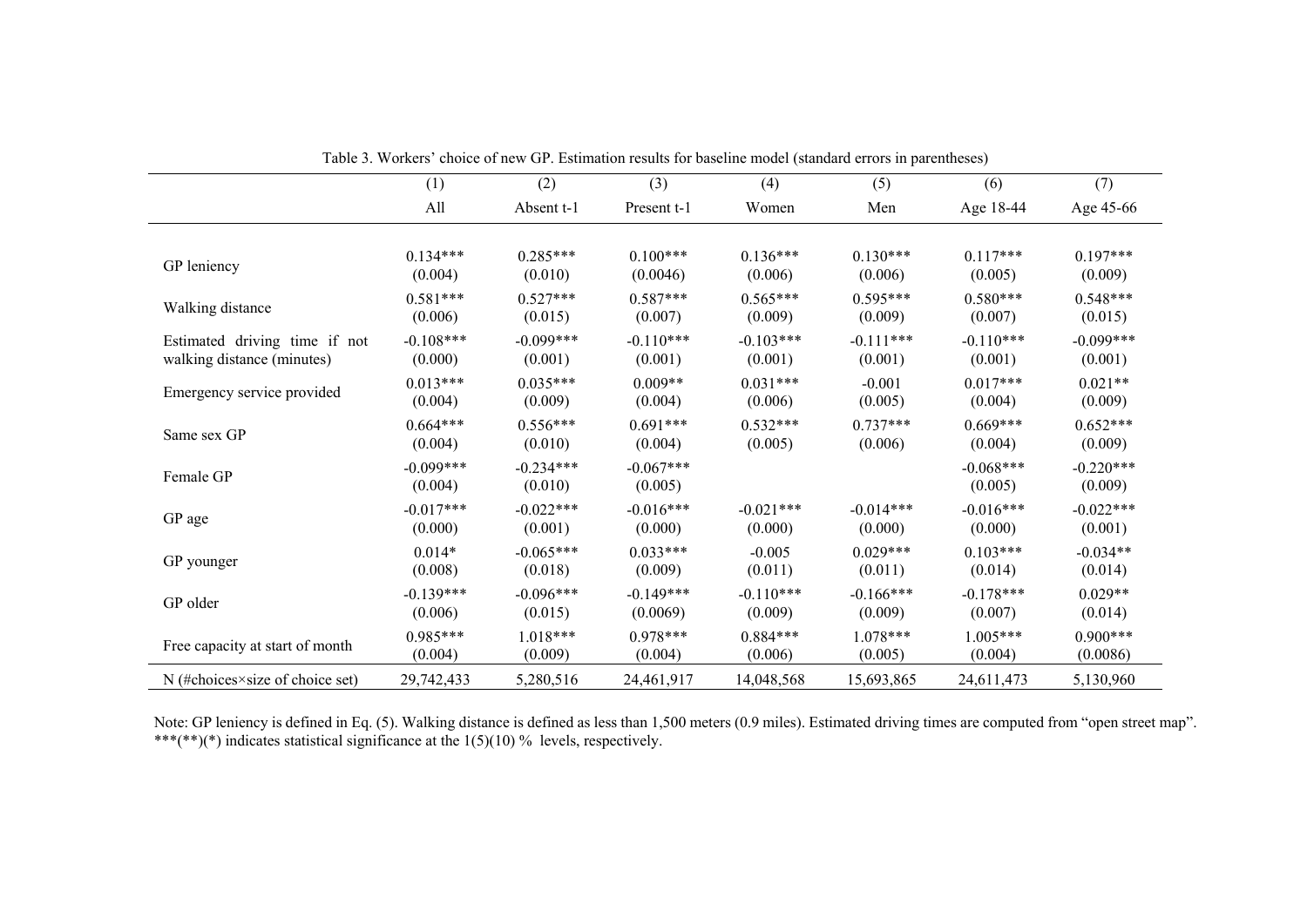Table 3. Workers' choice of new GP. Estimation results for baseline model (standard errors in parentheses)

| | (1) | (2) | (3) | (4) | (5) | (6) | (7) |
|---|---|---|---|---|---|---|---|
| | All | Absent t-1 | Present t-1 | Women | Men | Age 18-44 | Age 45-66 |
| GP leniency | 0.134*** | 0.285*** | 0.100*** | 0.136*** | 0.130*** | 0.117*** | 0.197*** |
| | (0.004) | (0.010) | (0.0046) | (0.006) | (0.006) | (0.005) | (0.009) |
| Walking distance | 0.581*** | 0.527*** | 0.587*** | 0.565*** | 0.595*** | 0.580*** | 0.548*** |
| | (0.006) | (0.015) | (0.007) | (0.009) | (0.009) | (0.007) | (0.015) |
| Estimated driving time if not walking distance (minutes) | -0.108*** | -0.099*** | -0.110*** | -0.103*** | -0.111*** | -0.110*** | -0.099*** |
| | (0.000) | (0.001) | (0.001) | (0.001) | (0.001) | (0.001) | (0.001) |
| Emergency service provided | 0.013*** | 0.035*** | 0.009** | 0.031*** | -0.001 | 0.017*** | 0.021** |
| | (0.004) | (0.009) | (0.004) | (0.006) | (0.005) | (0.004) | (0.009) |
| Same sex GP | 0.664*** | 0.556*** | 0.691*** | 0.532*** | 0.737*** | 0.669*** | 0.652*** |
| | (0.004) | (0.010) | (0.004) | (0.005) | (0.006) | (0.004) | (0.009) |
| Female GP | -0.099*** | -0.234*** | -0.067*** | | | -0.068*** | -0.220*** |
| | (0.004) | (0.010) | (0.005) | | | (0.005) | (0.009) |
| GP age | -0.017*** | -0.022*** | -0.016*** | -0.021*** | -0.014*** | -0.016*** | -0.022*** |
| | (0.000) | (0.001) | (0.000) | (0.000) | (0.000) | (0.000) | (0.001) |
| GP younger | 0.014* | -0.065*** | 0.033*** | -0.005 | 0.029*** | 0.103*** | -0.034** |
| | (0.008) | (0.018) | (0.009) | (0.011) | (0.011) | (0.014) | (0.014) |
| GP older | -0.139*** | -0.096*** | -0.149*** | -0.110*** | -0.166*** | -0.178*** | 0.029** |
| | (0.006) | (0.015) | (0.0069) | (0.009) | (0.009) | (0.007) | (0.014) |
| Free capacity at start of month | 0.985*** | 1.018*** | 0.978*** | 0.884*** | 1.078*** | 1.005*** | 0.900*** |
| | (0.004) | (0.009) | (0.004) | (0.006) | (0.005) | (0.004) | (0.0086) |
| N (#choices×size of choice set) | 29,742,433 | 5,280,516 | 24,461,917 | 14,048,568 | 15,693,865 | 24,611,473 | 5,130,960 |

Note: GP leniency is defined in Eq. (5). Walking distance is defined as less than 1,500 meters (0.9 miles). Estimated driving times are computed from "open street map". ***(**)(*) indicates statistical significance at the 1(5)(10) % levels, respectively.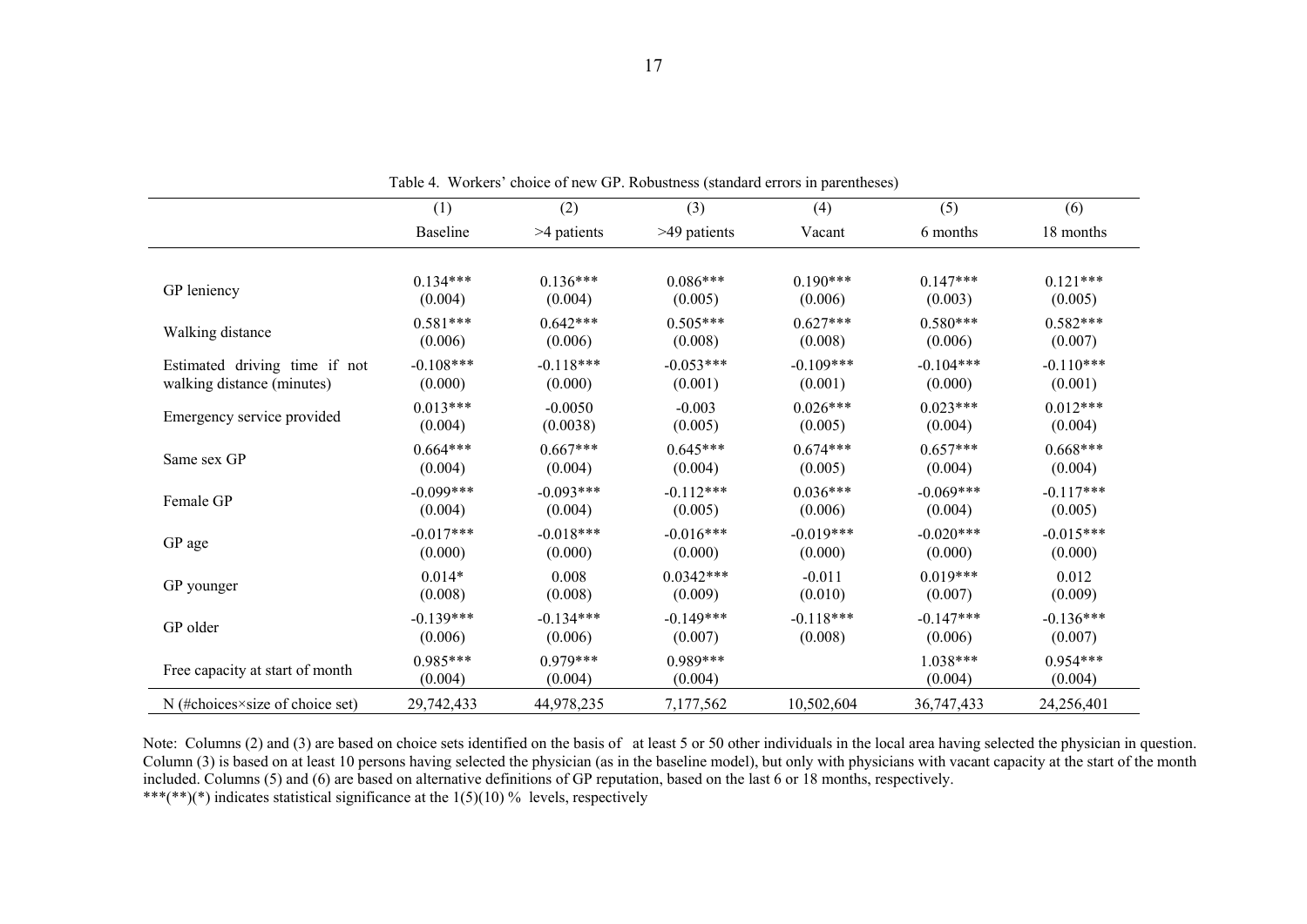Table 4. Workers' choice of new GP. Robustness (standard errors in parentheses)

| | (1) | (2) | (3) | (4) | (5) | (6) |
|---|---|---|---|---|---|---|
| | Baseline | >4 patients | >49 patients | Vacant | 6 months | 18 months |
| GP leniency | 0.134*** | 0.136*** | 0.086*** | 0.190*** | 0.147*** | 0.121*** |
| | (0.004) | (0.004) | (0.005) | (0.006) | (0.003) | (0.005) |
| Walking distance | 0.581*** | 0.642*** | 0.505*** | 0.627*** | 0.580*** | 0.582*** |
| | (0.006) | (0.006) | (0.008) | (0.008) | (0.006) | (0.007) |
| Estimated driving time if not walking distance (minutes) | -0.108*** | -0.118*** | -0.053*** | -0.109*** | -0.104*** | -0.110*** |
| | (0.000) | (0.000) | (0.001) | (0.001) | (0.000) | (0.001) |
| Emergency service provided | 0.013*** | -0.0050 | -0.003 | 0.026*** | 0.023*** | 0.012*** |
| | (0.004) | (0.0038) | (0.005) | (0.005) | (0.004) | (0.004) |
| Same sex GP | 0.664*** | 0.667*** | 0.645*** | 0.674*** | 0.657*** | 0.668*** |
| | (0.004) | (0.004) | (0.004) | (0.005) | (0.004) | (0.004) |
| Female GP | -0.099*** | -0.093*** | -0.112*** | 0.036*** | -0.069*** | -0.117*** |
| | (0.004) | (0.004) | (0.005) | (0.006) | (0.004) | (0.005) |
| GP age | -0.017*** | -0.018*** | -0.016*** | -0.019*** | -0.020*** | -0.015*** |
| | (0.000) | (0.000) | (0.000) | (0.000) | (0.000) | (0.000) |
| GP younger | 0.014* | 0.008 | 0.0342*** | -0.011 | 0.019*** | 0.012 |
| | (0.008) | (0.008) | (0.009) | (0.010) | (0.007) | (0.009) |
| GP older | -0.139*** | -0.134*** | -0.149*** | -0.118*** | -0.147*** | -0.136*** |
| | (0.006) | (0.006) | (0.007) | (0.008) | (0.006) | (0.007) |
| Free capacity at start of month | 0.985*** | 0.979*** | 0.989*** | | 1.038*** | 0.954*** |
| | (0.004) | (0.004) | (0.004) | | (0.004) | (0.004) |
| N (#choices×size of choice set) | 29,742,433 | 44,978,235 | 7,177,562 | 10,502,604 | 36,747,433 | 24,256,401 |

Note: Columns (2) and (3) are based on choice sets identified on the basis of at least 5 or 50 other individuals in the local area having selected the physician in question. Column (3) is based on at least 10 persons having selected the physician (as in the baseline model), but only with physicians with vacant capacity at the start of the month included. Columns (5) and (6) are based on alternative definitions of GP reputation, based on the last 6 or 18 months, respectively.
***(**)(*) indicates statistical significance at the 1(5)(10) % levels, respectively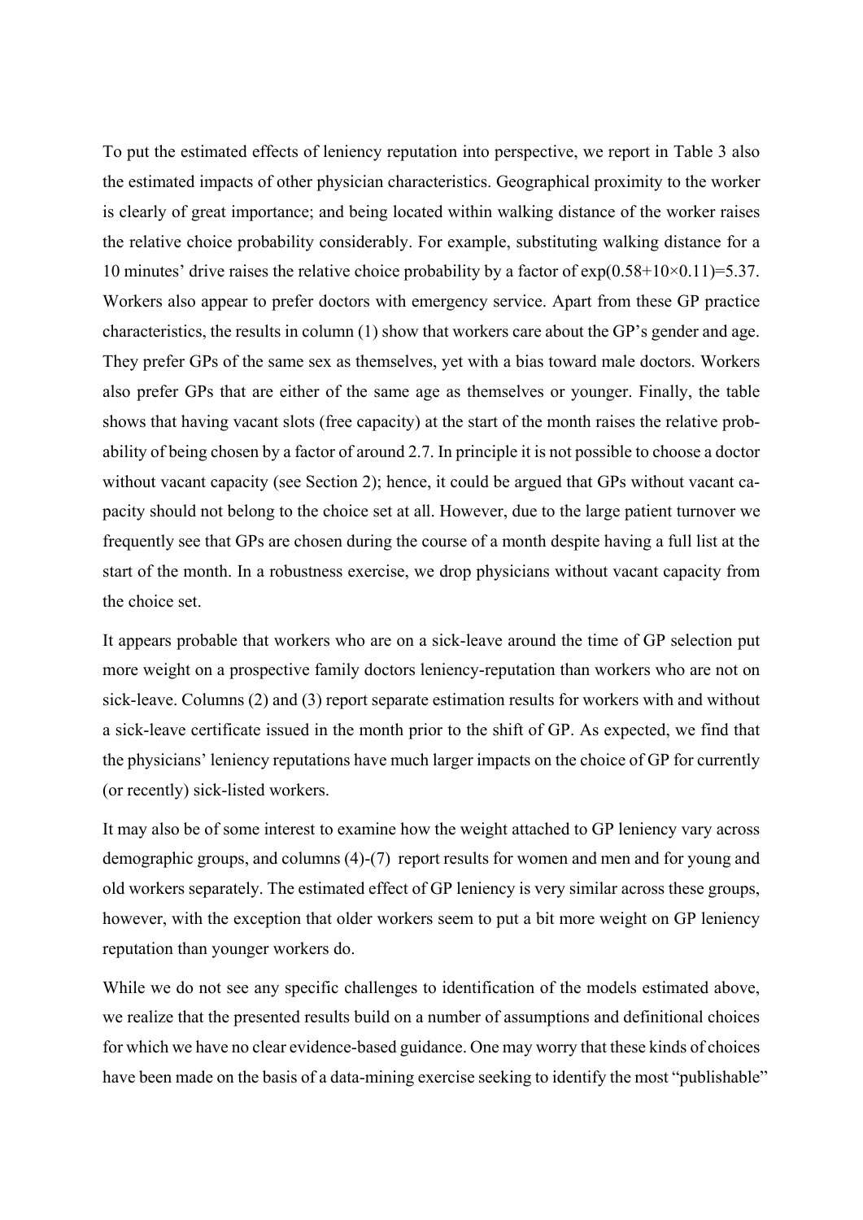To put the estimated effects of leniency reputation into perspective, we report in Table 3 also the estimated impacts of other physician characteristics. Geographical proximity to the worker is clearly of great importance; and being located within walking distance of the worker raises the relative choice probability considerably. For example, substituting walking distance for a 10 minutes' drive raises the relative choice probability by a factor of $\exp(0.58+10\times0.11)=5.37$. Workers also appear to prefer doctors with emergency service. Apart from these GP practice characteristics, the results in column (1) show that workers care about the GP's gender and age. They prefer GPs of the same sex as themselves, yet with a bias toward male doctors. Workers also prefer GPs that are either of the same age as themselves or younger. Finally, the table shows that having vacant slots (free capacity) at the start of the month raises the relative probability of being chosen by a factor of around 2.7. In principle it is not possible to choose a doctor without vacant capacity (see Section 2); hence, it could be argued that GPs without vacant capacity should not belong to the choice set at all. However, due to the large patient turnover we frequently see that GPs are chosen during the course of a month despite having a full list at the start of the month. In a robustness exercise, we drop physicians without vacant capacity from the choice set.

It appears probable that workers who are on a sick-leave around the time of GP selection put more weight on a prospective family doctors leniency-reputation than workers who are not on sick-leave. Columns (2) and (3) report separate estimation results for workers with and without a sick-leave certificate issued in the month prior to the shift of GP. As expected, we find that the physicians' leniency reputations have much larger impacts on the choice of GP for currently (or recently) sick-listed workers.

It may also be of some interest to examine how the weight attached to GP leniency vary across demographic groups, and columns (4)-(7) report results for women and men and for young and old workers separately. The estimated effect of GP leniency is very similar across these groups, however, with the exception that older workers seem to put a bit more weight on GP leniency reputation than younger workers do.

While we do not see any specific challenges to identification of the models estimated above, we realize that the presented results build on a number of assumptions and definitional choices for which we have no clear evidence-based guidance. One may worry that these kinds of choices have been made on the basis of a data-mining exercise seeking to identify the most "publishable"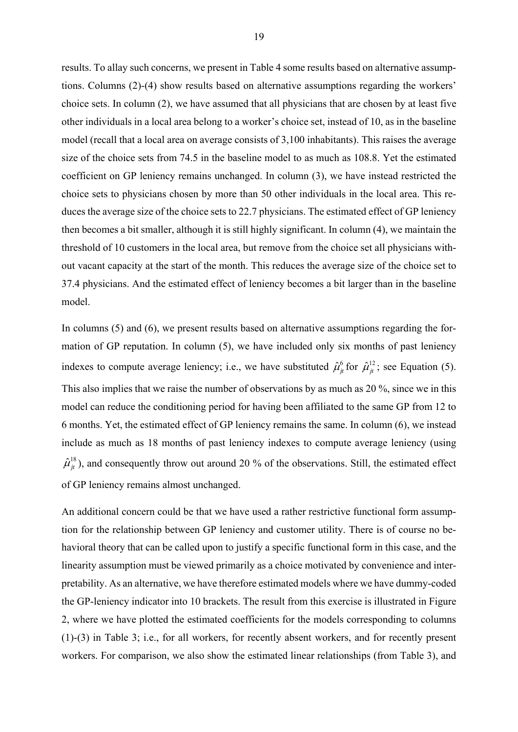results. To allay such concerns, we present in Table 4 some results based on alternative assumptions. Columns (2)-(4) show results based on alternative assumptions regarding the workers' choice sets. In column (2), we have assumed that all physicians that are chosen by at least five other individuals in a local area belong to a worker's choice set, instead of 10, as in the baseline model (recall that a local area on average consists of 3,100 inhabitants). This raises the average size of the choice sets from 74.5 in the baseline model to as much as 108.8. Yet the estimated coefficient on GP leniency remains unchanged. In column (3), we have instead restricted the choice sets to physicians chosen by more than 50 other individuals in the local area. This reduces the average size of the choice sets to 22.7 physicians. The estimated effect of GP leniency then becomes a bit smaller, although it is still highly significant. In column (4), we maintain the threshold of 10 customers in the local area, but remove from the choice set all physicians without vacant capacity at the start of the month. This reduces the average size of the choice set to 37.4 physicians. And the estimated effect of leniency becomes a bit larger than in the baseline model.

In columns (5) and (6), we present results based on alternative assumptions regarding the formation of GP reputation. In column (5), we have included only six months of past leniency indexes to compute average leniency; i.e., we have substituted $\hat{\mu}_{jt}^{6}$ for $\hat{\mu}_{jt}^{12}$; see Equation (5). This also implies that we raise the number of observations by as much as 20 %, since we in this model can reduce the conditioning period for having been affiliated to the same GP from 12 to 6 months. Yet, the estimated effect of GP leniency remains the same. In column (6), we instead include as much as 18 months of past leniency indexes to compute average leniency (using $\hat{\mu}_{jt}^{18}$), and consequently throw out around 20 % of the observations. Still, the estimated effect of GP leniency remains almost unchanged.

An additional concern could be that we have used a rather restrictive functional form assumption for the relationship between GP leniency and customer utility. There is of course no behavioral theory that can be called upon to justify a specific functional form in this case, and the linearity assumption must be viewed primarily as a choice motivated by convenience and interpretability. As an alternative, we have therefore estimated models where we have dummy-coded the GP-leniency indicator into 10 brackets. The result from this exercise is illustrated in Figure 2, where we have plotted the estimated coefficients for the models corresponding to columns (1)-(3) in Table 3; i.e., for all workers, for recently absent workers, and for recently present workers. For comparison, we also show the estimated linear relationships (from Table 3), and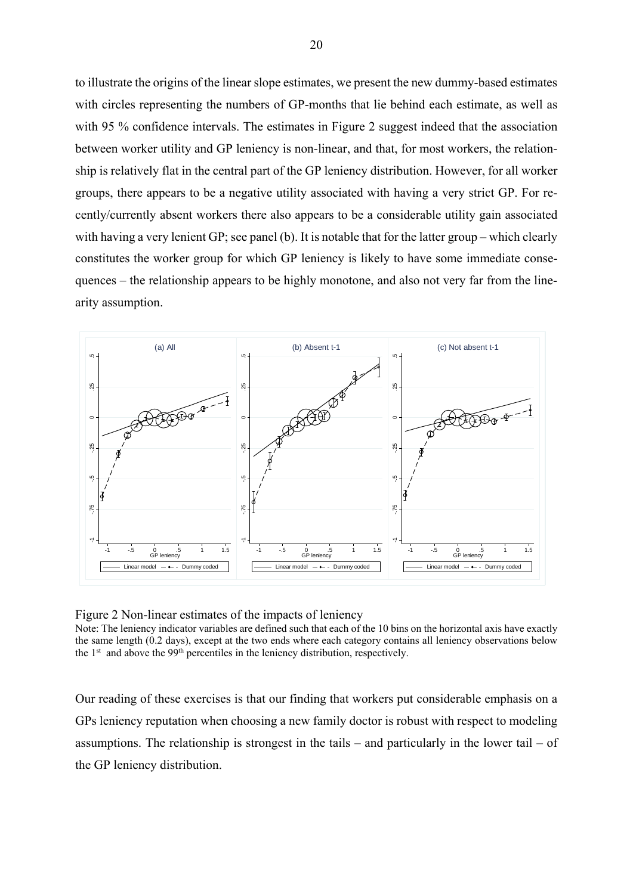to illustrate the origins of the linear slope estimates, we present the new dummy-based estimates with circles representing the numbers of GP-months that lie behind each estimate, as well as with 95 % confidence intervals. The estimates in Figure 2 suggest indeed that the association between worker utility and GP leniency is non-linear, and that, for most workers, the relationship is relatively flat in the central part of the GP leniency distribution. However, for all worker groups, there appears to be a negative utility associated with having a very strict GP. For recently/currently absent workers there also appears to be a considerable utility gain associated with having a very lenient GP; see panel (b). It is notable that for the latter group – which clearly constitutes the worker group for which GP leniency is likely to have some immediate consequences – the relationship appears to be highly monotone, and also not very far from the linearity assumption.

Figure 2 Non-linear estimates of the impacts of leniency

Note: The leniency indicator variables are defined such that each of the 10 bins on the horizontal axis have exactly the same length (0.2 days), except at the two ends where each category contains all leniency observations below the 1st and above the 99th percentiles in the leniency distribution, respectively.

Our reading of these exercises is that our finding that workers put considerable emphasis on a GPs leniency reputation when choosing a new family doctor is robust with respect to modeling assumptions. The relationship is strongest in the tails – and particularly in the lower tail – of the GP leniency distribution.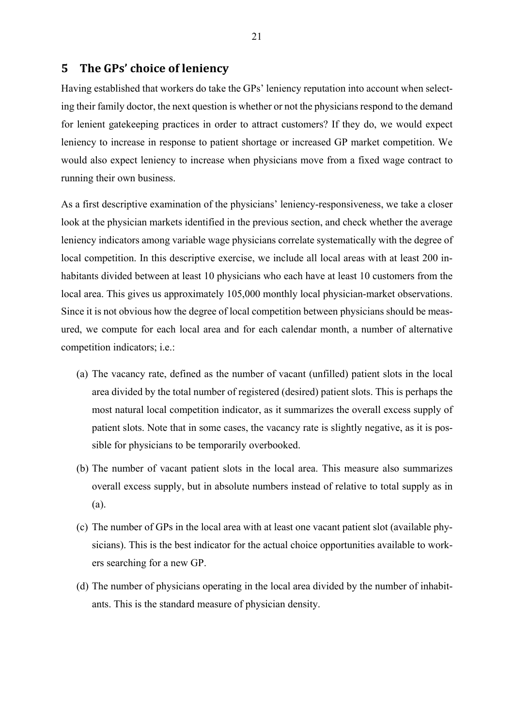## 5 The GPs' choice of leniency

Having established that workers do take the GPs' leniency reputation into account when selecting their family doctor, the next question is whether or not the physicians respond to the demand for lenient gatekeeping practices in order to attract customers? If they do, we would expect leniency to increase in response to patient shortage or increased GP market competition. We would also expect leniency to increase when physicians move from a fixed wage contract to running their own business.

As a first descriptive examination of the physicians' leniency-responsiveness, we take a closer look at the physician markets identified in the previous section, and check whether the average leniency indicators among variable wage physicians correlate systematically with the degree of local competition. In this descriptive exercise, we include all local areas with at least 200 inhabitants divided between at least 10 physicians who each have at least 10 customers from the local area. This gives us approximately 105,000 monthly local physician-market observations. Since it is not obvious how the degree of local competition between physicians should be measured, we compute for each local area and for each calendar month, a number of alternative competition indicators; i.e.:

(a) The vacancy rate, defined as the number of vacant (unfilled) patient slots in the local area divided by the total number of registered (desired) patient slots. This is perhaps the most natural local competition indicator, as it summarizes the overall excess supply of patient slots. Note that in some cases, the vacancy rate is slightly negative, as it is possible for physicians to be temporarily overbooked.

(b) The number of vacant patient slots in the local area. This measure also summarizes overall excess supply, but in absolute numbers instead of relative to total supply as in (a).

(c) The number of GPs in the local area with at least one vacant patient slot (available physicians). This is the best indicator for the actual choice opportunities available to workers searching for a new GP.

(d) The number of physicians operating in the local area divided by the number of inhabitants. This is the standard measure of physician density.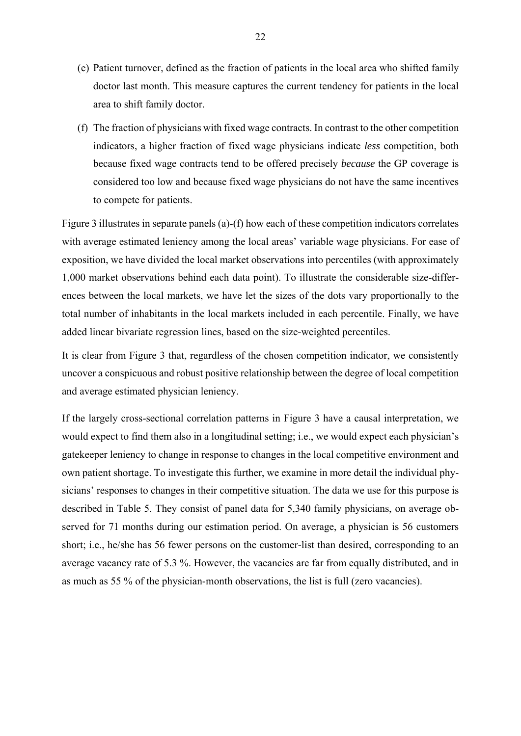(e) Patient turnover, defined as the fraction of patients in the local area who shifted family doctor last month. This measure captures the current tendency for patients in the local area to shift family doctor.

(f) The fraction of physicians with fixed wage contracts. In contrast to the other competition indicators, a higher fraction of fixed wage physicians indicate *less* competition, both because fixed wage contracts tend to be offered precisely *because* the GP coverage is considered too low and because fixed wage physicians do not have the same incentives to compete for patients.

Figure 3 illustrates in separate panels (a)-(f) how each of these competition indicators correlates with average estimated leniency among the local areas' variable wage physicians. For ease of exposition, we have divided the local market observations into percentiles (with approximately 1,000 market observations behind each data point). To illustrate the considerable size-differences between the local markets, we have let the sizes of the dots vary proportionally to the total number of inhabitants in the local markets included in each percentile. Finally, we have added linear bivariate regression lines, based on the size-weighted percentiles.

It is clear from Figure 3 that, regardless of the chosen competition indicator, we consistently uncover a conspicuous and robust positive relationship between the degree of local competition and average estimated physician leniency.

If the largely cross-sectional correlation patterns in Figure 3 have a causal interpretation, we would expect to find them also in a longitudinal setting; i.e., we would expect each physician's gatekeeper leniency to change in response to changes in the local competitive environment and own patient shortage. To investigate this further, we examine in more detail the individual physicians' responses to changes in their competitive situation. The data we use for this purpose is described in Table 5. They consist of panel data for 5,340 family physicians, on average observed for 71 months during our estimation period. On average, a physician is 56 customers short; i.e., he/she has 56 fewer persons on the customer-list than desired, corresponding to an average vacancy rate of 5.3 %. However, the vacancies are far from equally distributed, and in as much as 55 % of the physician-month observations, the list is full (zero vacancies).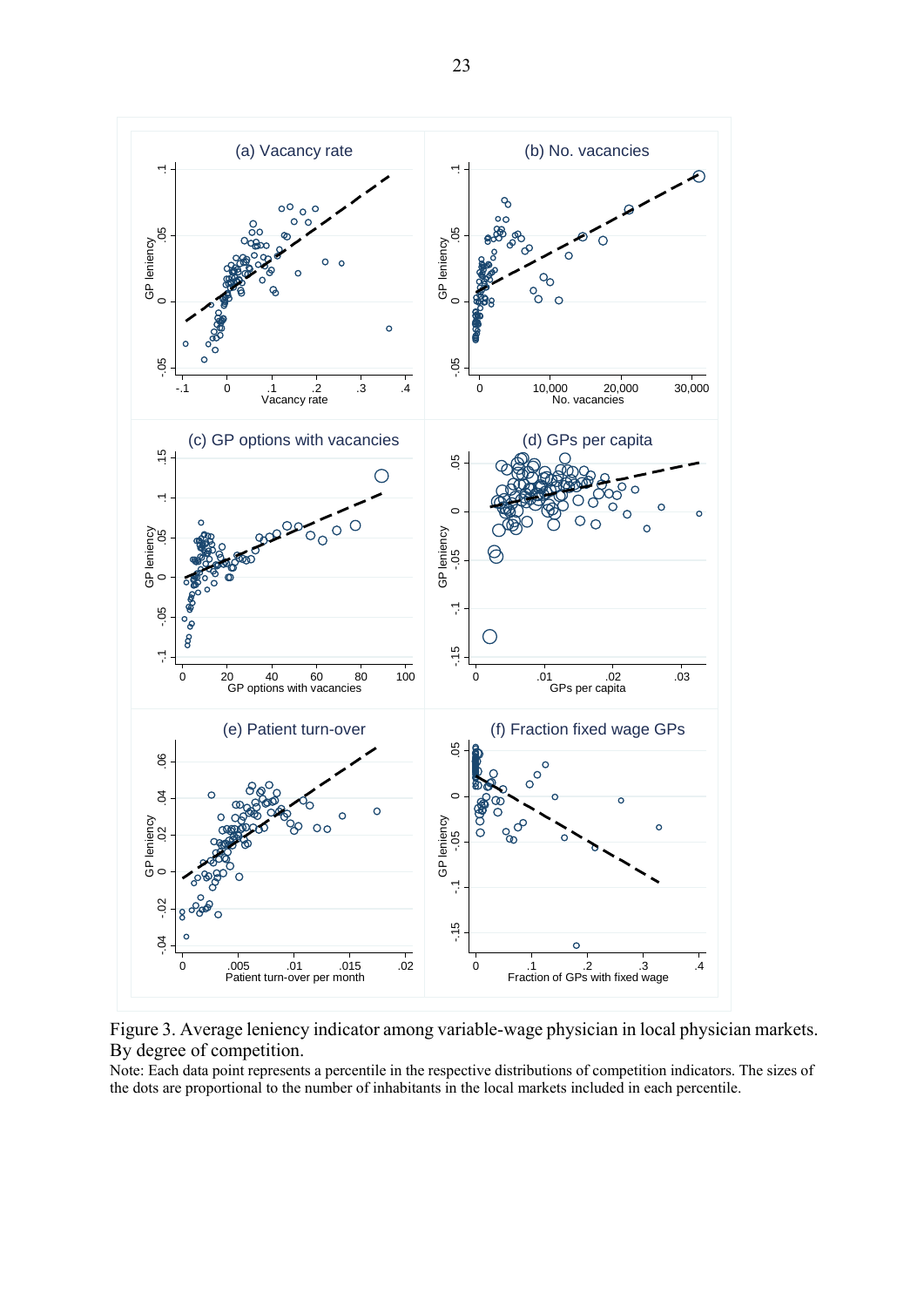Figure 3. Average leniency indicator among variable-wage physician in local physician markets. By degree of competition.

Note: Each data point represents a percentile in the respective distributions of competition indicators. The sizes of the dots are proportional to the number of inhabitants in the local markets included in each percentile.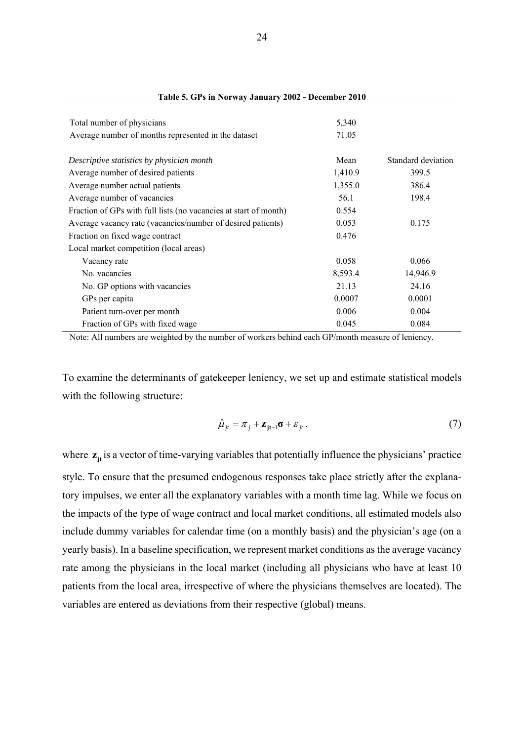**Table 5. GPs in Norway January 2002 - December 2010**

| | | |
|---|---|---|
| Total number of physicians | 5,340 | |
| Average number of months represented in the dataset | 71.05 | |
| *Descriptive statistics by physician month* | Mean | Standard deviation |
| Average number of desired patients | 1,410.9 | 399.5 |
| Average number actual patients | 1,355.0 | 386.4 |
| Average number of vacancies | 56.1 | 198.4 |
| Fraction of GPs with full lists (no vacancies at start of month) | 0.554 | |
| Average vacancy rate (vacancies/number of desired patients) | 0.053 | 0.175 |
| Fraction on fixed wage contract | 0.476 | |
| Local market competition (local areas) | | |
| Vacancy rate | 0.058 | 0.066 |
| No. vacancies | 8,593.4 | 14,946.9 |
| No. GP options with vacancies | 21.13 | 24.16 |
| GPs per capita | 0.0007 | 0.0001 |
| Patient turn-over per month | 0.006 | 0.004 |
| Fraction of GPs with fixed wage | 0.045 | 0.084 |

Note: All numbers are weighted by the number of workers behind each GP/month measure of leniency.

To examine the determinants of gatekeeper leniency, we set up and estimate statistical models with the following structure:

$$\hat{\mu}_{jt} = \pi_j + \mathbf{z}_{\mathbf{jt-1}}\boldsymbol{\sigma} + \varepsilon_{jt}, \tag{7}$$

where $\mathbf{z}_{\mathbf{jt}}$ is a vector of time-varying variables that potentially influence the physicians' practice style. To ensure that the presumed endogenous responses take place strictly after the explanatory impulses, we enter all the explanatory variables with a month time lag. While we focus on the impacts of the type of wage contract and local market conditions, all estimated models also include dummy variables for calendar time (on a monthly basis) and the physician's age (on a yearly basis). In a baseline specification, we represent market conditions as the average vacancy rate among the physicians in the local market (including all physicians who have at least 10 patients from the local area, irrespective of where the physicians themselves are located). The variables are entered as deviations from their respective (global) means.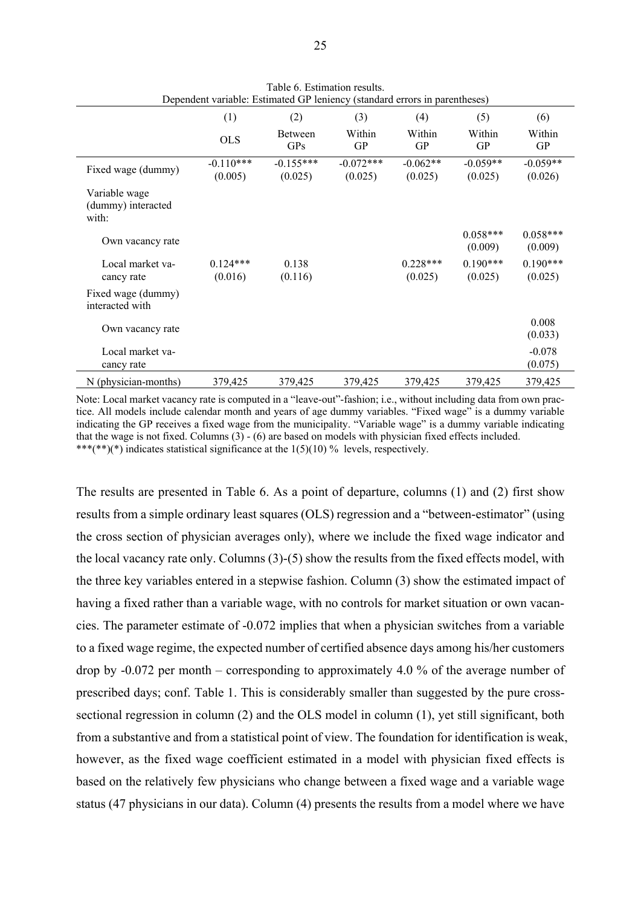Table 6. Estimation results.
Dependent variable: Estimated GP leniency (standard errors in parentheses)

| | (1) | (2) | (3) | (4) | (5) | (6) |
|---|---|---|---|---|---|---|
| | OLS | Between GPs | Within GP | Within GP | Within GP | Within GP |
| Fixed wage (dummy) | -0.110*** (0.005) | -0.155*** (0.025) | -0.072*** (0.025) | -0.062** (0.025) | -0.059** (0.025) | -0.059** (0.026) |
| Variable wage (dummy) interacted with: | | | | | | |
| Own vacancy rate | | | | | 0.058*** (0.009) | 0.058*** (0.009) |
| Local market vacancy rate | 0.124*** (0.016) | 0.138 (0.116) | | 0.228*** (0.025) | 0.190*** (0.025) | 0.190*** (0.025) |
| Fixed wage (dummy) interacted with | | | | | | |
| Own vacancy rate | | | | | | 0.008 (0.033) |
| Local market vacancy rate | | | | | | -0.078 (0.075) |
| N (physician-months) | 379,425 | 379,425 | 379,425 | 379,425 | 379,425 | 379,425 |

Note: Local market vacancy rate is computed in a "leave-out"-fashion; i.e., without including data from own practice. All models include calendar month and years of age dummy variables. "Fixed wage" is a dummy variable indicating the GP receives a fixed wage from the municipality. "Variable wage" is a dummy variable indicating that the wage is not fixed. Columns (3) - (6) are based on models with physician fixed effects included.
***(**)(*) indicates statistical significance at the 1(5)(10) % levels, respectively.

The results are presented in Table 6. As a point of departure, columns (1) and (2) first show results from a simple ordinary least squares (OLS) regression and a "between-estimator" (using the cross section of physician averages only), where we include the fixed wage indicator and the local vacancy rate only. Columns (3)-(5) show the results from the fixed effects model, with the three key variables entered in a stepwise fashion. Column (3) show the estimated impact of having a fixed rather than a variable wage, with no controls for market situation or own vacancies. The parameter estimate of -0.072 implies that when a physician switches from a variable to a fixed wage regime, the expected number of certified absence days among his/her customers drop by -0.072 per month – corresponding to approximately 4.0 % of the average number of prescribed days; conf. Table 1. This is considerably smaller than suggested by the pure cross-sectional regression in column (2) and the OLS model in column (1), yet still significant, both from a substantive and from a statistical point of view. The foundation for identification is weak, however, as the fixed wage coefficient estimated in a model with physician fixed effects is based on the relatively few physicians who change between a fixed wage and a variable wage status (47 physicians in our data). Column (4) presents the results from a model where we have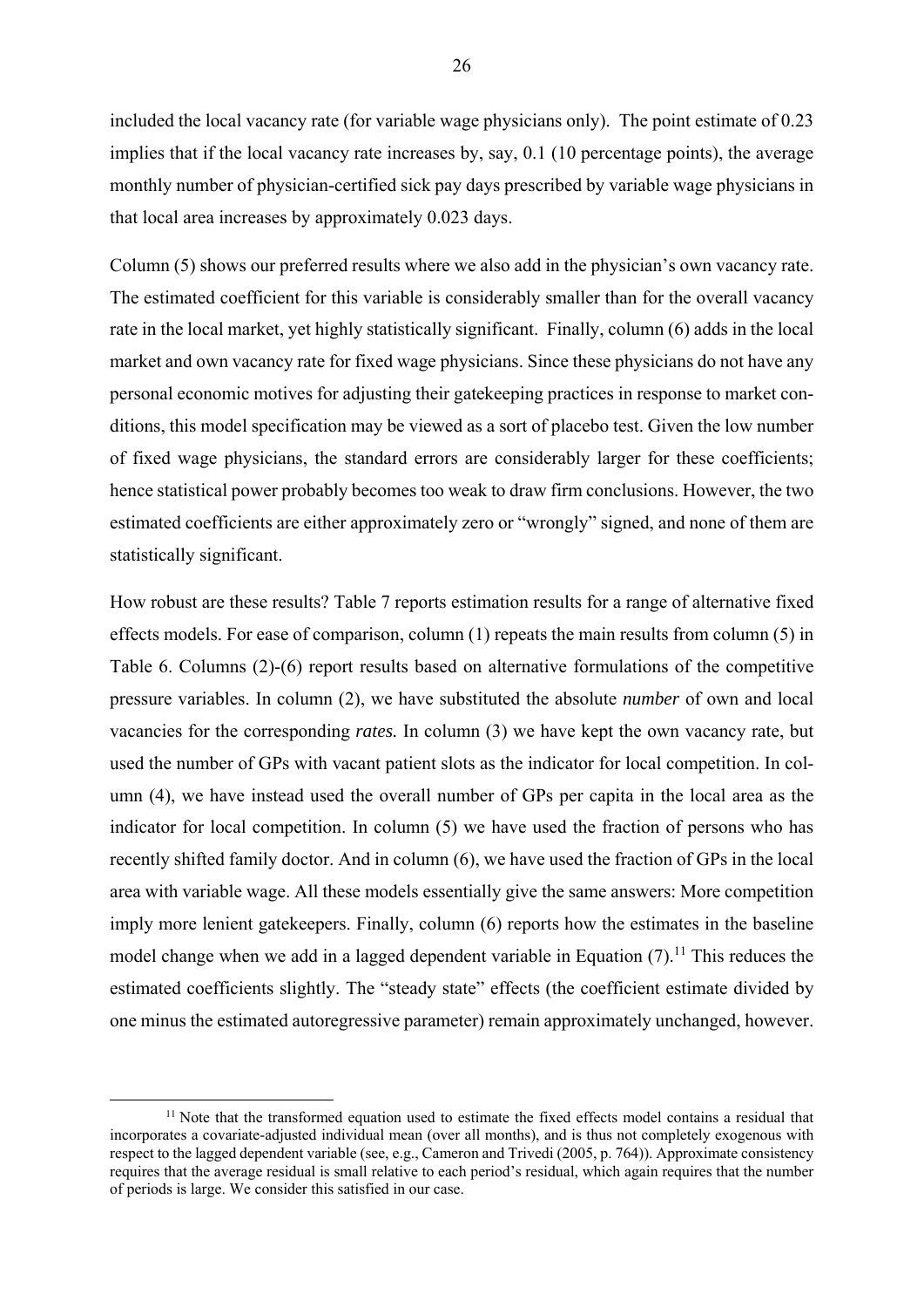included the local vacancy rate (for variable wage physicians only). The point estimate of 0.23 implies that if the local vacancy rate increases by, say, 0.1 (10 percentage points), the average monthly number of physician-certified sick pay days prescribed by variable wage physicians in that local area increases by approximately 0.023 days.

Column (5) shows our preferred results where we also add in the physician's own vacancy rate. The estimated coefficient for this variable is considerably smaller than for the overall vacancy rate in the local market, yet highly statistically significant. Finally, column (6) adds in the local market and own vacancy rate for fixed wage physicians. Since these physicians do not have any personal economic motives for adjusting their gatekeeping practices in response to market conditions, this model specification may be viewed as a sort of placebo test. Given the low number of fixed wage physicians, the standard errors are considerably larger for these coefficients; hence statistical power probably becomes too weak to draw firm conclusions. However, the two estimated coefficients are either approximately zero or "wrongly" signed, and none of them are statistically significant.

How robust are these results? Table 7 reports estimation results for a range of alternative fixed effects models. For ease of comparison, column (1) repeats the main results from column (5) in Table 6. Columns (2)-(6) report results based on alternative formulations of the competitive pressure variables. In column (2), we have substituted the absolute *number* of own and local vacancies for the corresponding *rates.* In column (3) we have kept the own vacancy rate, but used the number of GPs with vacant patient slots as the indicator for local competition. In column (4), we have instead used the overall number of GPs per capita in the local area as the indicator for local competition. In column (5) we have used the fraction of persons who has recently shifted family doctor. And in column (6), we have used the fraction of GPs in the local area with variable wage. All these models essentially give the same answers: More competition imply more lenient gatekeepers. Finally, column (6) reports how the estimates in the baseline model change when we add in a lagged dependent variable in Equation (7).[11] This reduces the estimated coefficients slightly. The "steady state" effects (the coefficient estimate divided by one minus the estimated autoregressive parameter) remain approximately unchanged, however.

[11] Note that the transformed equation used to estimate the fixed effects model contains a residual that incorporates a covariate-adjusted individual mean (over all months), and is thus not completely exogenous with respect to the lagged dependent variable (see, e.g., Cameron and Trivedi (2005, p. 764)). Approximate consistency requires that the average residual is small relative to each period's residual, which again requires that the number of periods is large. We consider this satisfied in our case.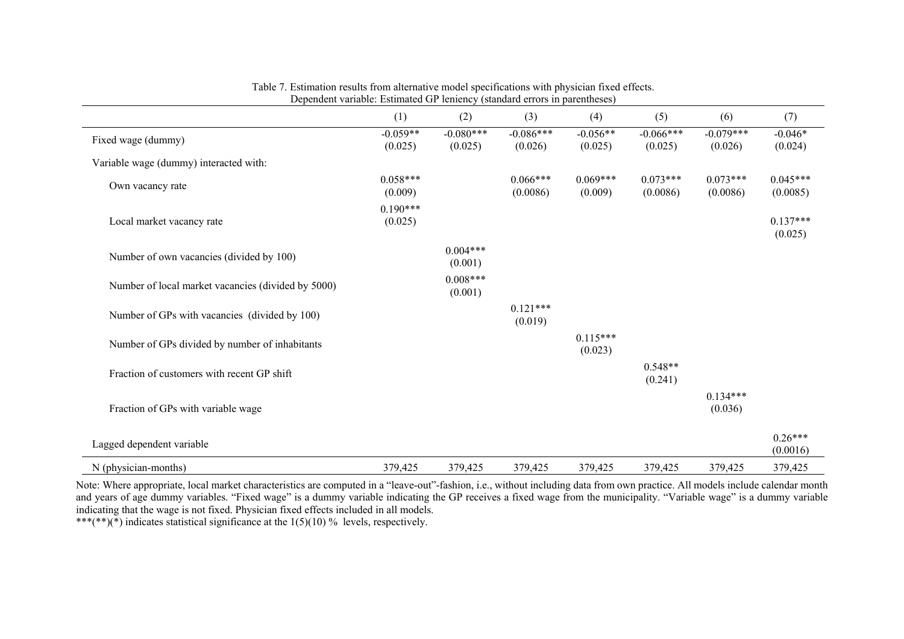Table 7. Estimation results from alternative model specifications with physician fixed effects.
Dependent variable: Estimated GP leniency (standard errors in parentheses)

| | (1) | (2) | (3) | (4) | (5) | (6) | (7) |
|---|---|---|---|---|---|---|---|
| Fixed wage (dummy) | -0.059** (0.025) | -0.080*** (0.025) | -0.086*** (0.026) | -0.056** (0.025) | -0.066*** (0.025) | -0.079*** (0.026) | -0.046* (0.024) |
| Variable wage (dummy) interacted with: | | | | | | | |
| Own vacancy rate | 0.058*** (0.009) | | 0.066*** (0.0086) | 0.069*** (0.009) | 0.073*** (0.0086) | 0.073*** (0.0086) | 0.045*** (0.0085) |
| Local market vacancy rate | 0.190*** (0.025) | | | | | | 0.137*** (0.025) |
| Number of own vacancies (divided by 100) | | 0.004*** (0.001) | | | | | |
| Number of local market vacancies (divided by 5000) | | 0.008*** (0.001) | | | | | |
| Number of GPs with vacancies (divided by 100) | | | 0.121*** (0.019) | | | | |
| Number of GPs divided by number of inhabitants | | | | 0.115*** (0.023) | | | |
| Fraction of customers with recent GP shift | | | | | 0.548** (0.241) | | |
| Fraction of GPs with variable wage | | | | | | 0.134*** (0.036) | |
| Lagged dependent variable | | | | | | | 0.26*** (0.0016) |
| N (physician-months) | 379,425 | 379,425 | 379,425 | 379,425 | 379,425 | 379,425 | 379,425 |

Note: Where appropriate, local market characteristics are computed in a "leave-out"-fashion, i.e., without including data from own practice. All models include calendar month and years of age dummy variables. "Fixed wage" is a dummy variable indicating the GP receives a fixed wage from the municipality. "Variable wage" is a dummy variable indicating that the wage is not fixed. Physician fixed effects included in all models.
***(**)(*) indicates statistical significance at the 1(5)(10) % levels, respectively.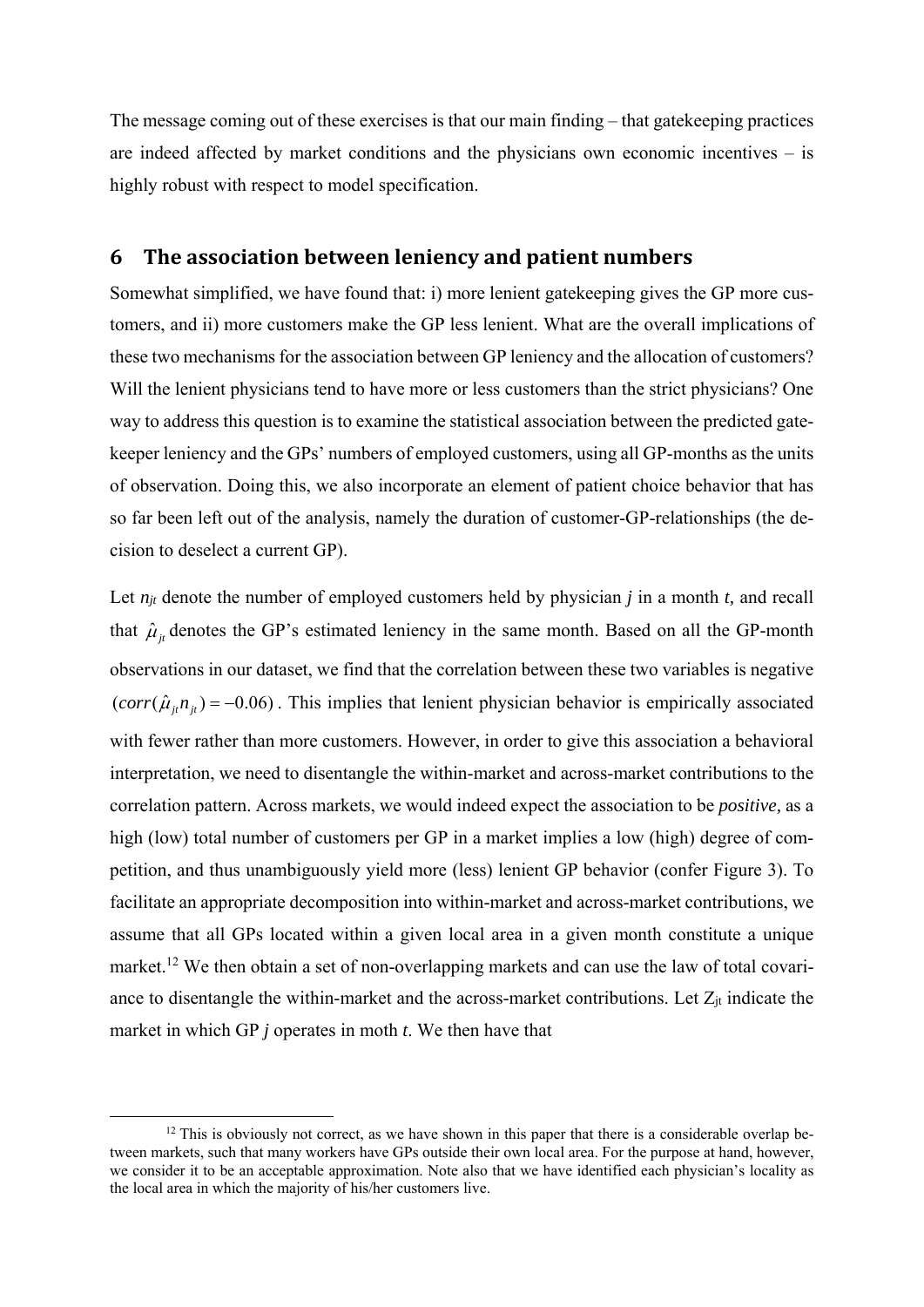The message coming out of these exercises is that our main finding – that gatekeeping practices are indeed affected by market conditions and the physicians own economic incentives – is highly robust with respect to model specification.

## 6 The association between leniency and patient numbers

Somewhat simplified, we have found that: i) more lenient gatekeeping gives the GP more customers, and ii) more customers make the GP less lenient. What are the overall implications of these two mechanisms for the association between GP leniency and the allocation of customers? Will the lenient physicians tend to have more or less customers than the strict physicians? One way to address this question is to examine the statistical association between the predicted gatekeeper leniency and the GPs' numbers of employed customers, using all GP-months as the units of observation. Doing this, we also incorporate an element of patient choice behavior that has so far been left out of the analysis, namely the duration of customer-GP-relationships (the decision to deselect a current GP).

Let $n_{jt}$ denote the number of employed customers held by physician *j* in a month *t,* and recall that $\hat{\mu}_{jt}$ denotes the GP's estimated leniency in the same month. Based on all the GP-month observations in our dataset, we find that the correlation between these two variables is negative $(corr(\hat{\mu}_{jt} n_{jt}) = -0.06)$. This implies that lenient physician behavior is empirically associated with fewer rather than more customers. However, in order to give this association a behavioral interpretation, we need to disentangle the within-market and across-market contributions to the correlation pattern. Across markets, we would indeed expect the association to be *positive,* as a high (low) total number of customers per GP in a market implies a low (high) degree of competition, and thus unambiguously yield more (less) lenient GP behavior (confer Figure 3). To facilitate an appropriate decomposition into within-market and across-market contributions, we assume that all GPs located within a given local area in a given month constitute a unique market.[12] We then obtain a set of non-overlapping markets and can use the law of total covariance to disentangle the within-market and the across-market contributions. Let $Z_{jt}$ indicate the market in which GP *j* operates in moth *t*. We then have that

[12] This is obviously not correct, as we have shown in this paper that there is a considerable overlap between markets, such that many workers have GPs outside their own local area. For the purpose at hand, however, we consider it to be an acceptable approximation. Note also that we have identified each physician's locality as the local area in which the majority of his/her customers live.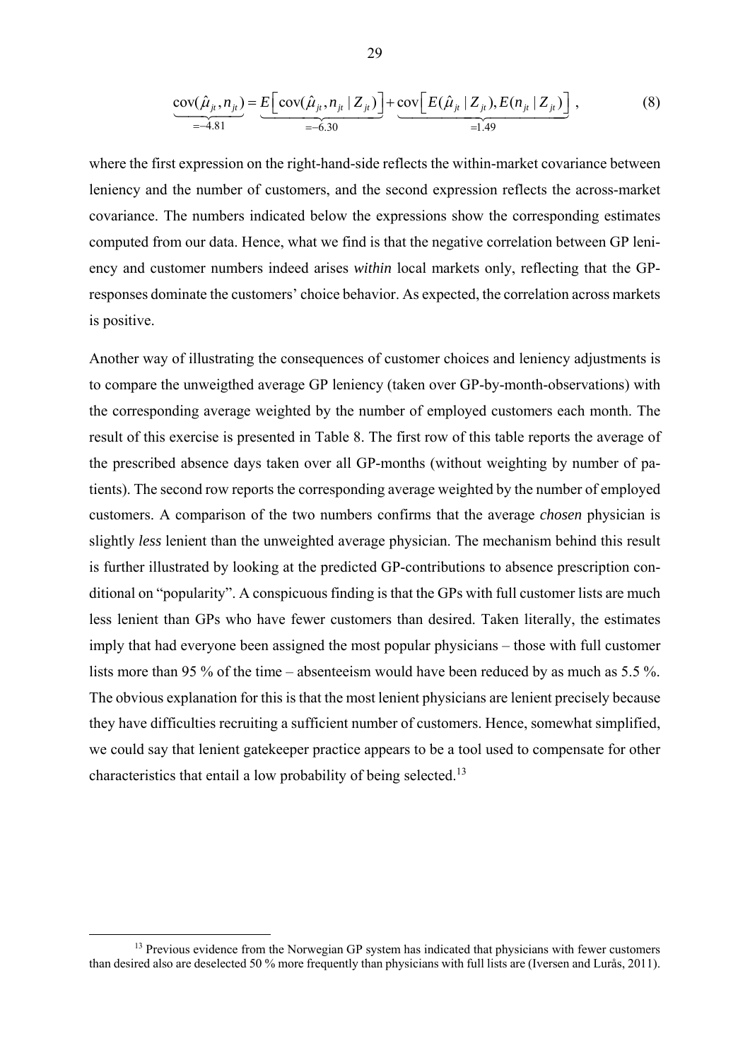$$\underbrace{\text{cov}(\hat{\mu}_{jt}, n_{jt})}_{=-4.81} = \underbrace{E\left[\text{cov}(\hat{\mu}_{jt}, n_{jt} \mid Z_{jt})\right]}_{=-6.30} + \underbrace{\text{cov}\left[E(\hat{\mu}_{jt} \mid Z_{jt}), E(n_{jt} \mid Z_{jt})\right]}_{=1.49}, \tag{8}$$

where the first expression on the right-hand-side reflects the within-market covariance between leniency and the number of customers, and the second expression reflects the across-market covariance. The numbers indicated below the expressions show the corresponding estimates computed from our data. Hence, what we find is that the negative correlation between GP leniency and customer numbers indeed arises *within* local markets only, reflecting that the GP-responses dominate the customers' choice behavior. As expected, the correlation across markets is positive.

Another way of illustrating the consequences of customer choices and leniency adjustments is to compare the unweigthed average GP leniency (taken over GP-by-month-observations) with the corresponding average weighted by the number of employed customers each month. The result of this exercise is presented in Table 8. The first row of this table reports the average of the prescribed absence days taken over all GP-months (without weighting by number of patients). The second row reports the corresponding average weighted by the number of employed customers. A comparison of the two numbers confirms that the average *chosen* physician is slightly *less* lenient than the unweighted average physician. The mechanism behind this result is further illustrated by looking at the predicted GP-contributions to absence prescription conditional on "popularity". A conspicuous finding is that the GPs with full customer lists are much less lenient than GPs who have fewer customers than desired. Taken literally, the estimates imply that had everyone been assigned the most popular physicians – those with full customer lists more than 95 % of the time – absenteeism would have been reduced by as much as 5.5 %. The obvious explanation for this is that the most lenient physicians are lenient precisely because they have difficulties recruiting a sufficient number of customers. Hence, somewhat simplified, we could say that lenient gatekeeper practice appears to be a tool used to compensate for other characteristics that entail a low probability of being selected.[13]

[13] Previous evidence from the Norwegian GP system has indicated that physicians with fewer customers than desired also are deselected 50 % more frequently than physicians with full lists are (Iversen and Lurås, 2011).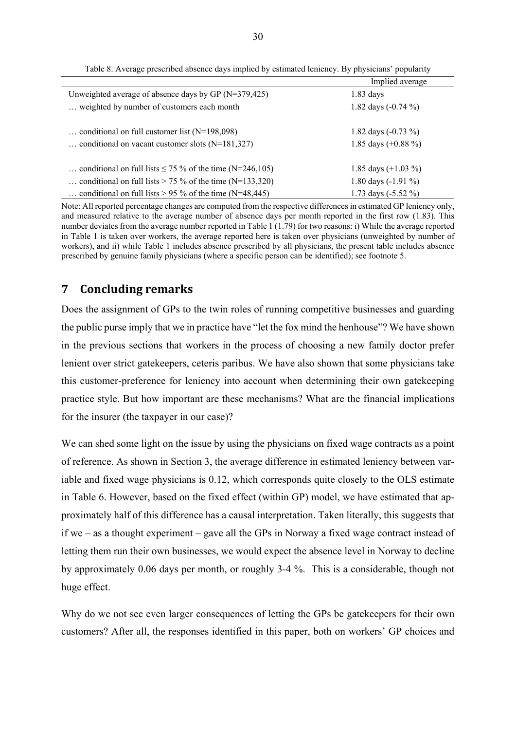Table 8. Average prescribed absence days implied by estimated leniency. By physicians' popularity

| | Implied average |
|---|---|
| Unweighted average of absence days by GP (N=379,425) | 1.83 days |
| … weighted by number of customers each month | 1.82 days (-0.74 %) |
| … conditional on full customer list (N=198,098) | 1.82 days (-0.73 %) |
| … conditional on vacant customer slots (N=181,327) | 1.85 days (+0.88 %) |
| … conditional on full lists ≤ 75 % of the time (N=246,105) | 1.85 days (+1.03 %) |
| … conditional on full lists > 75 % of the time (N=133,320) | 1.80 days (-1.91 %) |
| … conditional on full lists > 95 % of the time (N=48,445) | 1.73 days (-5.52 %) |

Note: All reported percentage changes are computed from the respective differences in estimated GP leniency only, and measured relative to the average number of absence days per month reported in the first row (1.83). This number deviates from the average number reported in Table 1 (1.79) for two reasons: i) While the average reported in Table 1 is taken over workers, the average reported here is taken over physicians (unweighted by number of workers), and ii) while Table 1 includes absence prescribed by all physicians, the present table includes absence prescribed by genuine family physicians (where a specific person can be identified); see footnote 5.

## 7 Concluding remarks

Does the assignment of GPs to the twin roles of running competitive businesses and guarding the public purse imply that we in practice have "let the fox mind the henhouse"? We have shown in the previous sections that workers in the process of choosing a new family doctor prefer lenient over strict gatekeepers, ceteris paribus. We have also shown that some physicians take this customer-preference for leniency into account when determining their own gatekeeping practice style. But how important are these mechanisms? What are the financial implications for the insurer (the taxpayer in our case)?

We can shed some light on the issue by using the physicians on fixed wage contracts as a point of reference. As shown in Section 3, the average difference in estimated leniency between variable and fixed wage physicians is 0.12, which corresponds quite closely to the OLS estimate in Table 6. However, based on the fixed effect (within GP) model, we have estimated that approximately half of this difference has a causal interpretation. Taken literally, this suggests that if we – as a thought experiment – gave all the GPs in Norway a fixed wage contract instead of letting them run their own businesses, we would expect the absence level in Norway to decline by approximately 0.06 days per month, or roughly 3-4 %. This is a considerable, though not huge effect.

Why do we not see even larger consequences of letting the GPs be gatekeepers for their own customers? After all, the responses identified in this paper, both on workers' GP choices and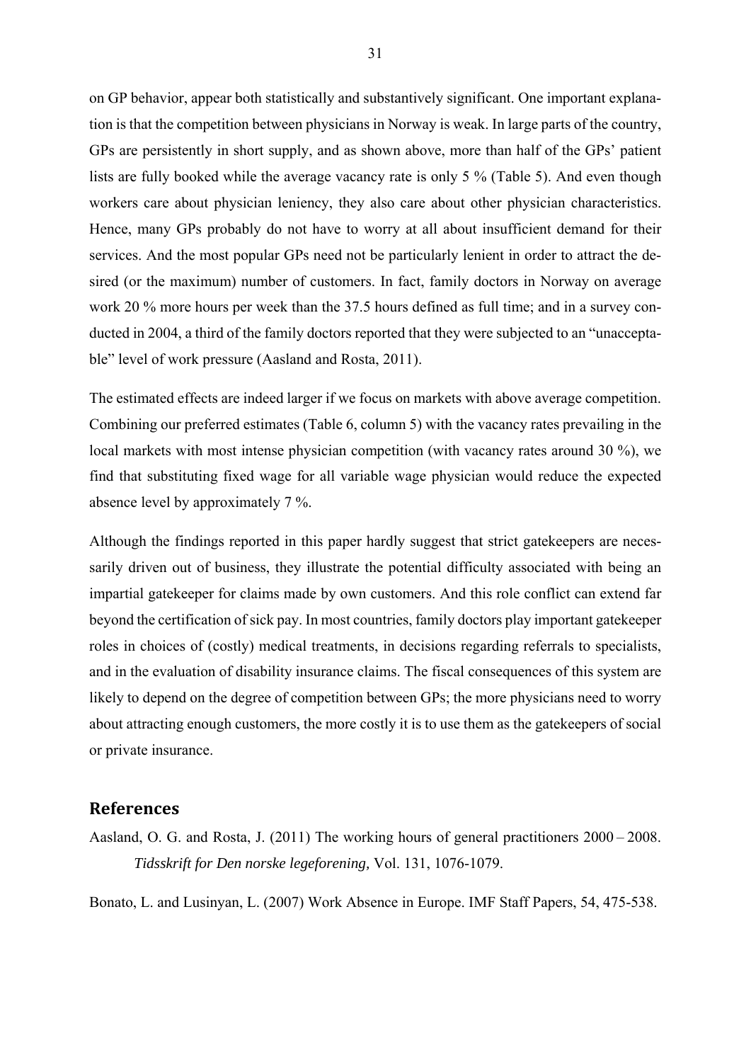on GP behavior, appear both statistically and substantively significant. One important explanation is that the competition between physicians in Norway is weak. In large parts of the country, GPs are persistently in short supply, and as shown above, more than half of the GPs' patient lists are fully booked while the average vacancy rate is only 5 % (Table 5). And even though workers care about physician leniency, they also care about other physician characteristics. Hence, many GPs probably do not have to worry at all about insufficient demand for their services. And the most popular GPs need not be particularly lenient in order to attract the desired (or the maximum) number of customers. In fact, family doctors in Norway on average work 20 % more hours per week than the 37.5 hours defined as full time; and in a survey conducted in 2004, a third of the family doctors reported that they were subjected to an "unacceptable" level of work pressure (Aasland and Rosta, 2011).

The estimated effects are indeed larger if we focus on markets with above average competition. Combining our preferred estimates (Table 6, column 5) with the vacancy rates prevailing in the local markets with most intense physician competition (with vacancy rates around 30 %), we find that substituting fixed wage for all variable wage physician would reduce the expected absence level by approximately 7 %.

Although the findings reported in this paper hardly suggest that strict gatekeepers are necessarily driven out of business, they illustrate the potential difficulty associated with being an impartial gatekeeper for claims made by own customers. And this role conflict can extend far beyond the certification of sick pay. In most countries, family doctors play important gatekeeper roles in choices of (costly) medical treatments, in decisions regarding referrals to specialists, and in the evaluation of disability insurance claims. The fiscal consequences of this system are likely to depend on the degree of competition between GPs; the more physicians need to worry about attracting enough customers, the more costly it is to use them as the gatekeepers of social or private insurance.

## References

Aasland, O. G. and Rosta, J. (2011) The working hours of general practitioners 2000 – 2008. *Tidsskrift for Den norske legeforening,* Vol. 131, 1076-1079.

Bonato, L. and Lusinyan, L. (2007) Work Absence in Europe. IMF Staff Papers, 54, 475-538.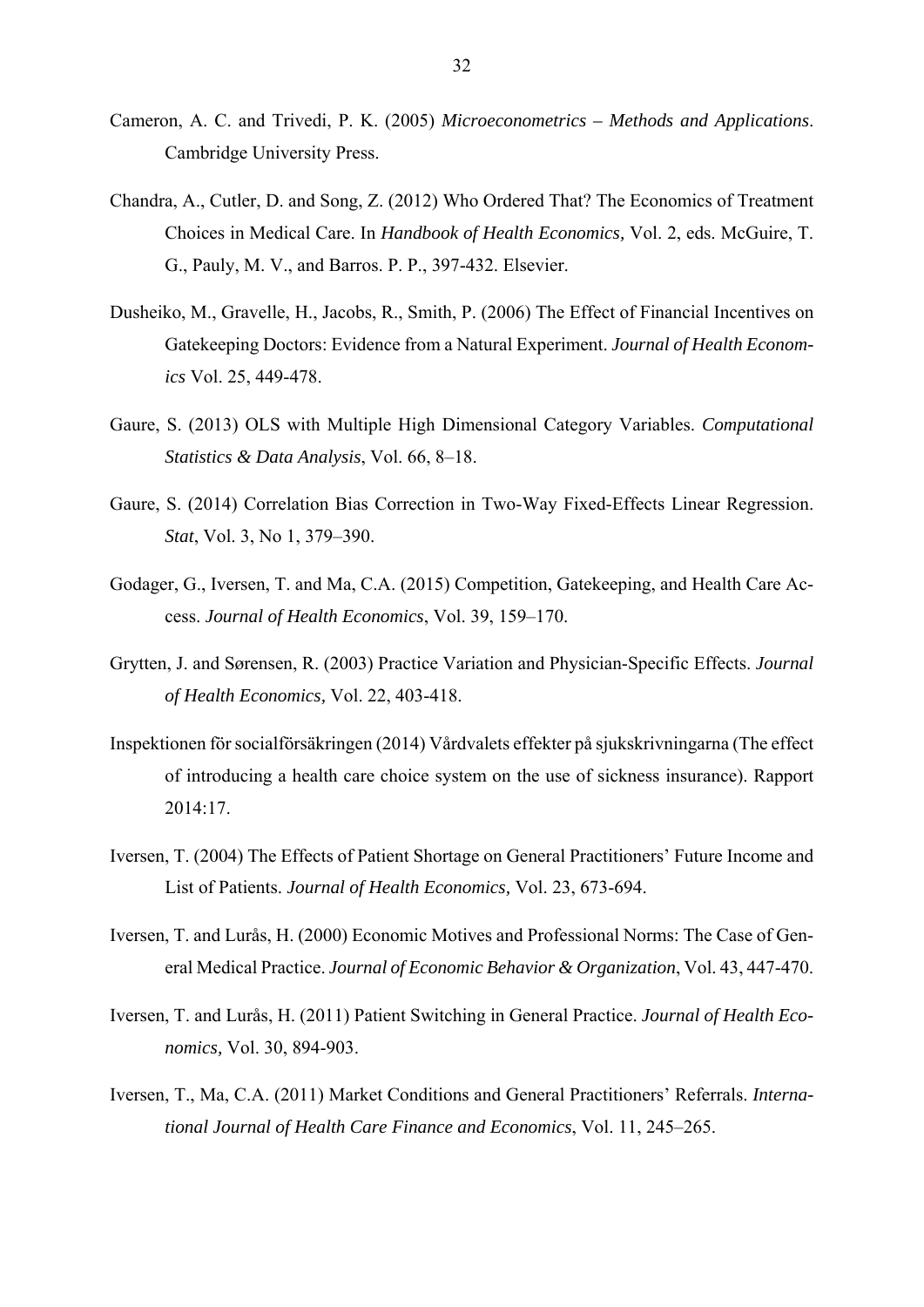Cameron, A. C. and Trivedi, P. K. (2005) *Microeconometrics – Methods and Applications*. Cambridge University Press.

Chandra, A., Cutler, D. and Song, Z. (2012) Who Ordered That? The Economics of Treatment Choices in Medical Care. In *Handbook of Health Economics,* Vol. 2, eds. McGuire, T. G., Pauly, M. V., and Barros. P. P., 397-432. Elsevier.

Dusheiko, M., Gravelle, H., Jacobs, R., Smith, P. (2006) The Effect of Financial Incentives on Gatekeeping Doctors: Evidence from a Natural Experiment. *Journal of Health Economics* Vol. 25, 449-478.

Gaure, S. (2013) OLS with Multiple High Dimensional Category Variables. *Computational Statistics & Data Analysis*, Vol. 66, 8–18.

Gaure, S. (2014) Correlation Bias Correction in Two-Way Fixed-Effects Linear Regression. *Stat*, Vol. 3, No 1, 379–390.

Godager, G., Iversen, T. and Ma, C.A. (2015) Competition, Gatekeeping, and Health Care Access. *Journal of Health Economics*, Vol. 39, 159–170.

Grytten, J. and Sørensen, R. (2003) Practice Variation and Physician-Specific Effects. *Journal of Health Economics,* Vol. 22, 403-418.

Inspektionen för socialförsäkringen (2014) Vårdvalets effekter på sjukskrivningarna (The effect of introducing a health care choice system on the use of sickness insurance). Rapport 2014:17.

Iversen, T. (2004) The Effects of Patient Shortage on General Practitioners' Future Income and List of Patients. *Journal of Health Economics,* Vol. 23, 673-694.

Iversen, T. and Lurås, H. (2000) Economic Motives and Professional Norms: The Case of General Medical Practice. *Journal of Economic Behavior & Organization*, Vol. 43, 447-470.

Iversen, T. and Lurås, H. (2011) Patient Switching in General Practice. *Journal of Health Economics,* Vol. 30, 894-903.

Iversen, T., Ma, C.A. (2011) Market Conditions and General Practitioners' Referrals. *International Journal of Health Care Finance and Economics*, Vol. 11, 245–265.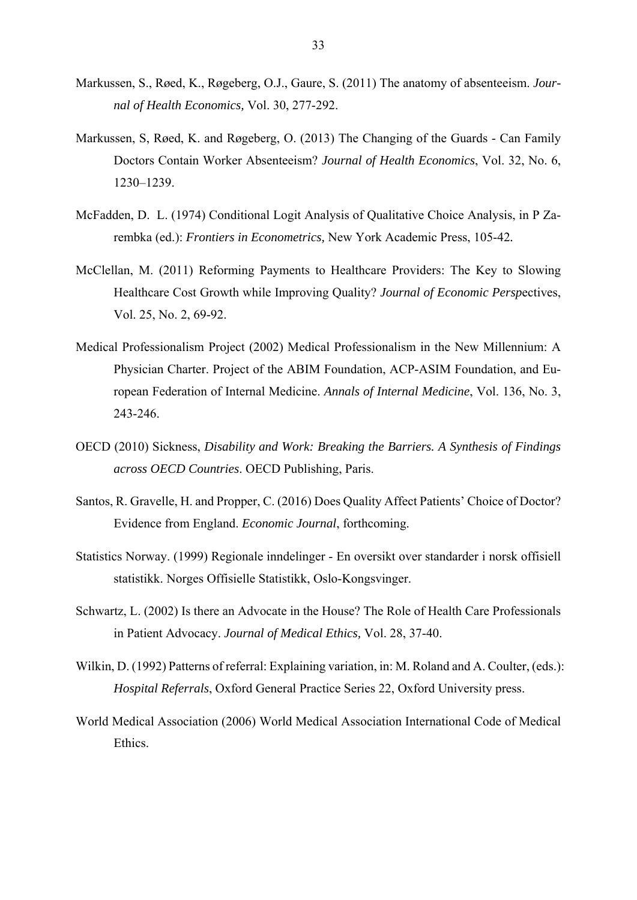Markussen, S., Røed, K., Røgeberg, O.J., Gaure, S. (2011) The anatomy of absenteeism. *Journal of Health Economics,* Vol. 30, 277-292.

Markussen, S, Røed, K. and Røgeberg, O. (2013) The Changing of the Guards - Can Family Doctors Contain Worker Absenteeism? *Journal of Health Economics*, Vol. 32, No. 6, 1230–1239.

McFadden, D. L. (1974) Conditional Logit Analysis of Qualitative Choice Analysis, in P Zarembka (ed.): *Frontiers in Econometrics,* New York Academic Press, 105-42.

McClellan, M. (2011) Reforming Payments to Healthcare Providers: The Key to Slowing Healthcare Cost Growth while Improving Quality? *Journal of Economic Persp*ectives, Vol. 25, No. 2, 69-92.

Medical Professionalism Project (2002) Medical Professionalism in the New Millennium: A Physician Charter. Project of the ABIM Foundation, ACP-ASIM Foundation, and European Federation of Internal Medicine. *Annals of Internal Medicine*, Vol. 136, No. 3, 243-246.

OECD (2010) Sickness, *Disability and Work: Breaking the Barriers. A Synthesis of Findings across OECD Countries*. OECD Publishing, Paris.

Santos, R. Gravelle, H. and Propper, C. (2016) Does Quality Affect Patients' Choice of Doctor? Evidence from England. *Economic Journal*, forthcoming.

Statistics Norway. (1999) Regionale inndelinger - En oversikt over standarder i norsk offisiell statistikk. Norges Offisielle Statistikk, Oslo-Kongsvinger.

Schwartz, L. (2002) Is there an Advocate in the House? The Role of Health Care Professionals in Patient Advocacy. *Journal of Medical Ethics,* Vol. 28, 37-40.

Wilkin, D. (1992) Patterns of referral: Explaining variation, in: M. Roland and A. Coulter, (eds.): *Hospital Referrals*, Oxford General Practice Series 22, Oxford University press.

World Medical Association (2006) World Medical Association International Code of Medical Ethics.